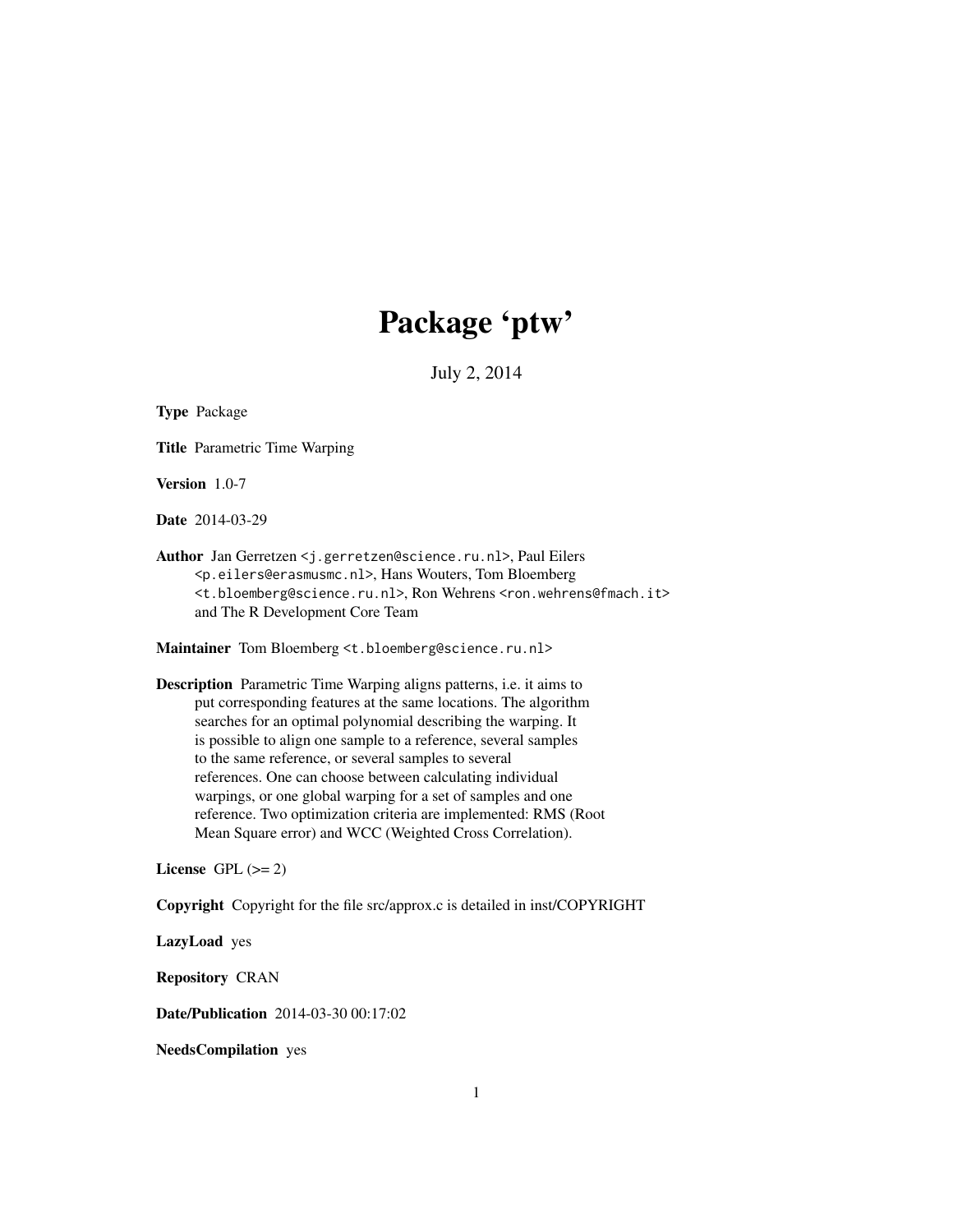# Package 'ptw'

July 2, 2014

**Type** Package

**Title** Parametric Time Warping

**Version** 1.0-7

**Date** 2014-03-29

**Author** Jan Gerretzen <j.gerretzen@science.ru.nl>, Paul Eilers <p.eilers@erasmusmc.nl>, Hans Wouters, Tom Bloemberg <t.bloemberg@science.ru.nl>, Ron Wehrens <ron.wehrens@fmach.it> and The R Development Core Team

**Maintainer** Tom Bloemberg <t.bloemberg@science.ru.nl>

**Description** Parametric Time Warping aligns patterns, i.e. it aims to put corresponding features at the same locations. The algorithm searches for an optimal polynomial describing the warping. It is possible to align one sample to a reference, several samples to the same reference, or several samples to several references. One can choose between calculating individual warpings, or one global warping for a set of samples and one reference. Two optimization criteria are implemented: RMS (Root Mean Square error) and WCC (Weighted Cross Correlation).

**License** GPL (>= 2)

**Copyright** Copyright for the file src/approx.c is detailed in inst/COPYRIGHT

**LazyLoad** yes

**Repository** CRAN

**Date/Publication** 2014-03-30 00:17:02

**NeedsCompilation** yes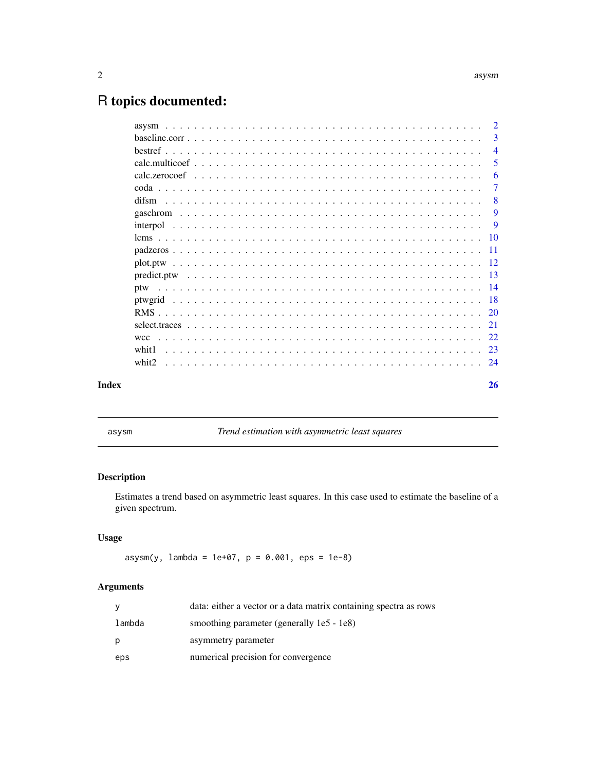# R topics documented:

| | |
|---|---|
| asysm | 2 |
| baseline.corr | 3 |
| bestref | 4 |
| calc.multicoef | 5 |
| calc.zerocoef | 6 |
| coda | 7 |
| difsm | 8 |
| gaschrom | 9 |
| interpol | 9 |
| lcms | 10 |
| padzeros | 11 |
| plot.ptw | 12 |
| predict.ptw | 13 |
| ptw | 14 |
| ptwgrid | 18 |
| RMS | 20 |
| select.traces | 21 |
| wcc | 22 |
| whit1 | 23 |
| whit2 | 24 |

**Index** **26**

---

`asysm` *Trend estimation with asymmetric least squares*

---

## Description

Estimates a trend based on asymmetric least squares. In this case used to estimate the baseline of a given spectrum.

## Usage

```
asysm(y, lambda = 1e+07, p = 0.001, eps = 1e-8)
```

## Arguments

| | |
|---|---|
| `y` | data: either a vector or a data matrix containing spectra as rows |
| `lambda` | smoothing parameter (generally 1e5 - 1e8) |
| `p` | asymmetry parameter |
| `eps` | numerical precision for convergence |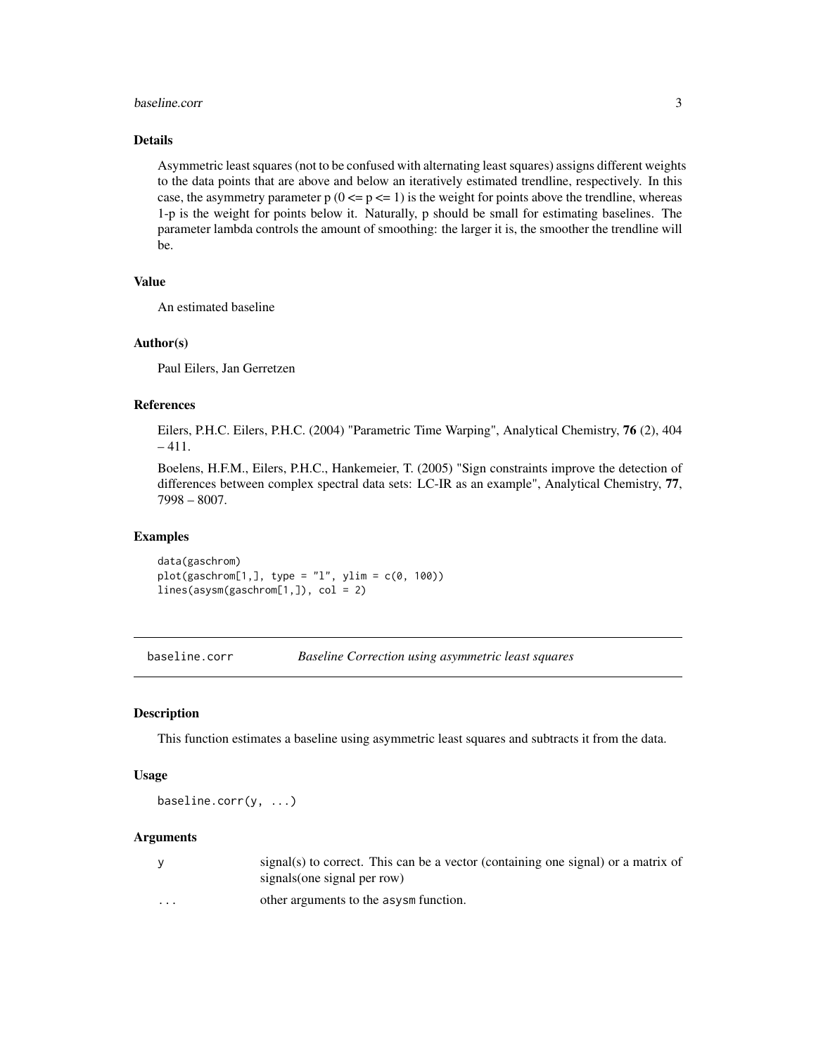### Details

Asymmetric least squares (not to be confused with alternating least squares) assigns different weights to the data points that are above and below an iteratively estimated trendline, respectively. In this case, the asymmetry parameter p ($0 <= p <= 1$) is the weight for points above the trendline, whereas 1-p is the weight for points below it. Naturally, p should be small for estimating baselines. The parameter lambda controls the amount of smoothing: the larger it is, the smoother the trendline will be.

### Value

An estimated baseline

### Author(s)

Paul Eilers, Jan Gerretzen

### References

Eilers, P.H.C. Eilers, P.H.C. (2004) "Parametric Time Warping", Analytical Chemistry, **76** (2), 404 – 411.

Boelens, H.F.M., Eilers, P.H.C., Hankemeier, T. (2005) "Sign constraints improve the detection of differences between complex spectral data sets: LC-IR as an example", Analytical Chemistry, **77**, 7998 – 8007.

### Examples

```
data(gaschrom)
plot(gaschrom[1,], type = "l", ylim = c(0, 100))
lines(asysm(gaschrom[1,]), col = 2)
```

---

## baseline.corr — *Baseline Correction using asymmetric least squares*

### Description

This function estimates a baseline using asymmetric least squares and subtracts it from the data.

### Usage

```
baseline.corr(y, ...)
```

### Arguments

| | |
|---|---|
| y | signal(s) to correct. This can be a vector (containing one signal) or a matrix of signals(one signal per row) |
| ... | other arguments to the asysm function. |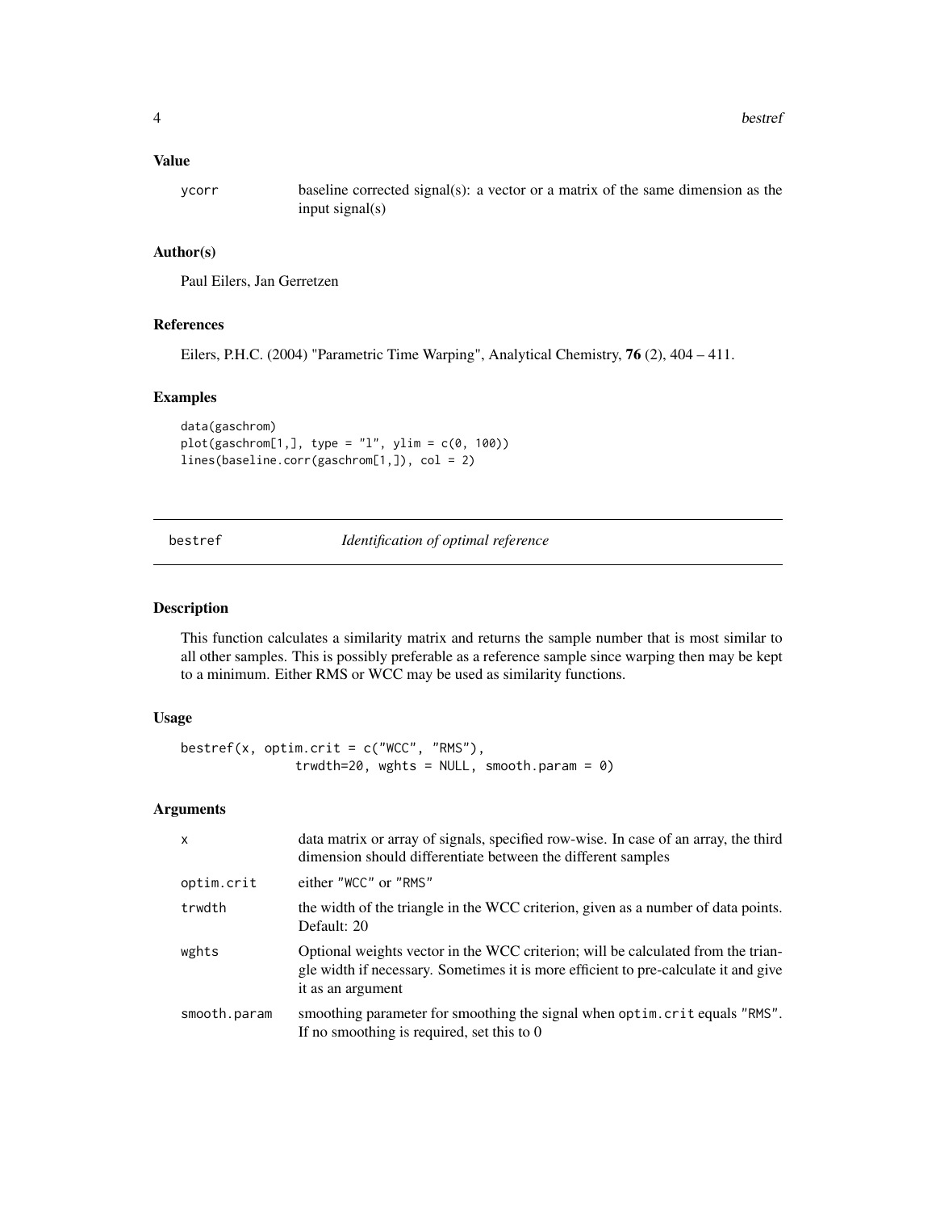## Value

| | |
|---|---|
| ycorr | baseline corrected signal(s): a vector or a matrix of the same dimension as the input signal(s) |

## Author(s)

Paul Eilers, Jan Gerretzen

## References

Eilers, P.H.C. (2004) "Parametric Time Warping", Analytical Chemistry, **76** (2), 404 – 411.

## Examples

```
data(gaschrom)
plot(gaschrom[1,], type = "l", ylim = c(0, 100))
lines(baseline.corr(gaschrom[1,]), col = 2)
```

---

# bestref *Identification of optimal reference*

---

## Description

This function calculates a similarity matrix and returns the sample number that is most similar to all other samples. This is possibly preferable as a reference sample since warping then may be kept to a minimum. Either RMS or WCC may be used as similarity functions.

## Usage

```
bestref(x, optim.crit = c("WCC", "RMS"),
              trwdth=20, wghts = NULL, smooth.param = 0)
```

## Arguments

| | |
|---|---|
| x | data matrix or array of signals, specified row-wise. In case of an array, the third dimension should differentiate between the different samples |
| optim.crit | either "WCC" or "RMS" |
| trwdth | the width of the triangle in the WCC criterion, given as a number of data points. Default: 20 |
| wghts | Optional weights vector in the WCC criterion; will be calculated from the triangle width if necessary. Sometimes it is more efficient to pre-calculate it and give it as an argument |
| smooth.param | smoothing parameter for smoothing the signal when optim.crit equals "RMS". If no smoothing is required, set this to 0 |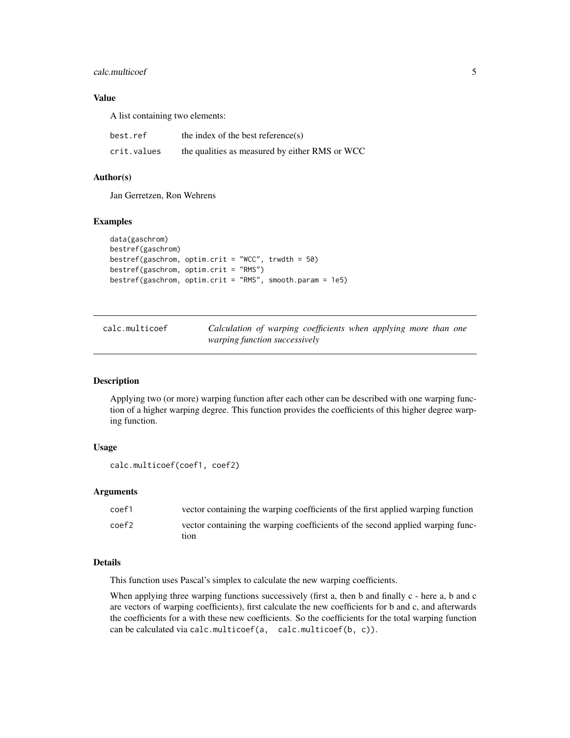### Value

A list containing two elements:

| | |
|---|---|
| best.ref | the index of the best reference(s) |
| crit.values | the qualities as measured by either RMS or WCC |

### Author(s)

Jan Gerretzen, Ron Wehrens

### Examples

```
data(gaschrom)
bestref(gaschrom)
bestref(gaschrom, optim.crit = "WCC", trwdth = 50)
bestref(gaschrom, optim.crit = "RMS")
bestref(gaschrom, optim.crit = "RMS", smooth.param = 1e5)
```

---

## calc.multicoef — *Calculation of warping coefficients when applying more than one warping function successively*

---

### Description

Applying two (or more) warping function after each other can be described with one warping function of a higher warping degree. This function provides the coefficients of this higher degree warping function.

### Usage

```
calc.multicoef(coef1, coef2)
```

### Arguments

| | |
|---|---|
| coef1 | vector containing the warping coefficients of the first applied warping function |
| coef2 | vector containing the warping coefficients of the second applied warping function |

### Details

This function uses Pascal's simplex to calculate the new warping coefficients.

When applying three warping functions successively (first a, then b and finally c - here a, b and c are vectors of warping coefficients), first calculate the new coefficients for b and c, and afterwards the coefficients for a with these new coefficients. So the coefficients for the total warping function can be calculated via `calc.multicoef(a, calc.multicoef(b, c))`.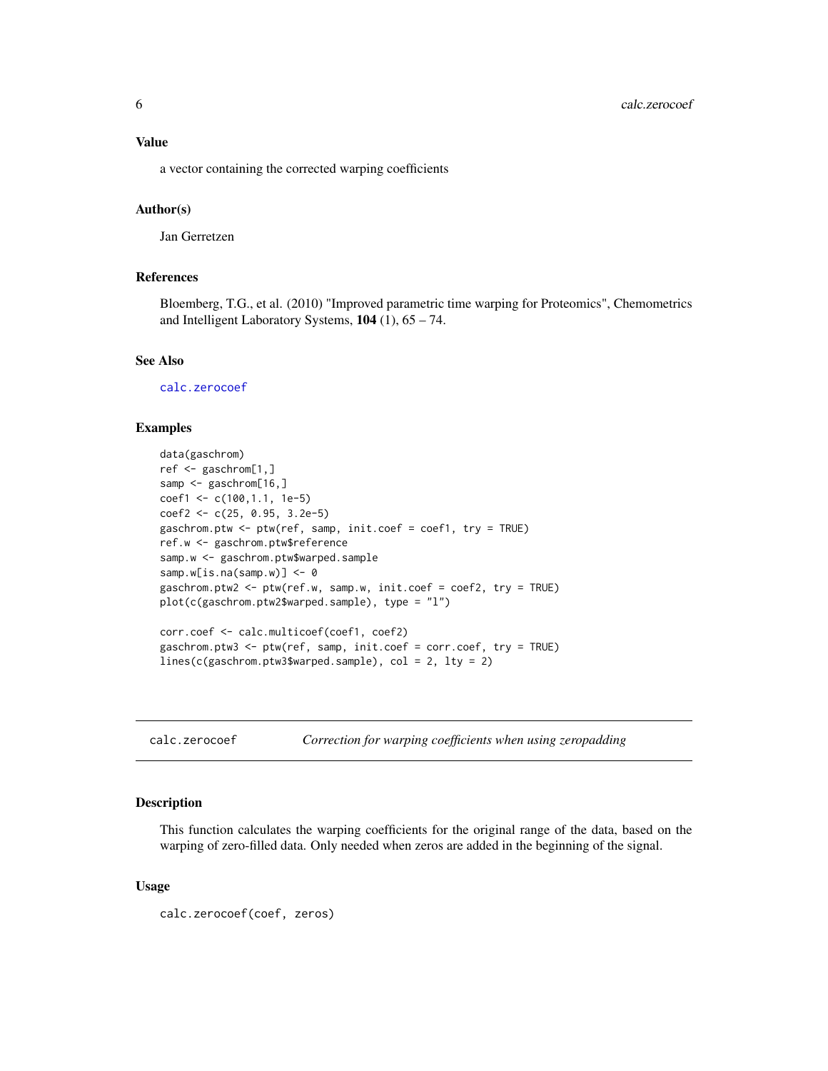### Value

a vector containing the corrected warping coefficients

### Author(s)

Jan Gerretzen

### References

Bloemberg, T.G., et al. (2010) "Improved parametric time warping for Proteomics", Chemometrics and Intelligent Laboratory Systems, **104** (1), 65 – 74.

### See Also

calc.zerocoef

### Examples

```
data(gaschrom)
ref <- gaschrom[1,]
samp <- gaschrom[16,]
coef1 <- c(100,1.1, 1e-5)
coef2 <- c(25, 0.95, 3.2e-5)
gaschrom.ptw <- ptw(ref, samp, init.coef = coef1, try = TRUE)
ref.w <- gaschrom.ptw$reference
samp.w <- gaschrom.ptw$warped.sample
samp.w[is.na(samp.w)] <- 0
gaschrom.ptw2 <- ptw(ref.w, samp.w, init.coef = coef2, try = TRUE)
plot(c(gaschrom.ptw2$warped.sample), type = "l")

corr.coef <- calc.multicoef(coef1, coef2)
gaschrom.ptw3 <- ptw(ref, samp, init.coef = corr.coef, try = TRUE)
lines(c(gaschrom.ptw3$warped.sample), col = 2, lty = 2)
```

---

## calc.zerocoef — *Correction for warping coefficients when using zeropadding*

### Description

This function calculates the warping coefficients for the original range of the data, based on the warping of zero-filled data. Only needed when zeros are added in the beginning of the signal.

### Usage

```
calc.zerocoef(coef, zeros)
```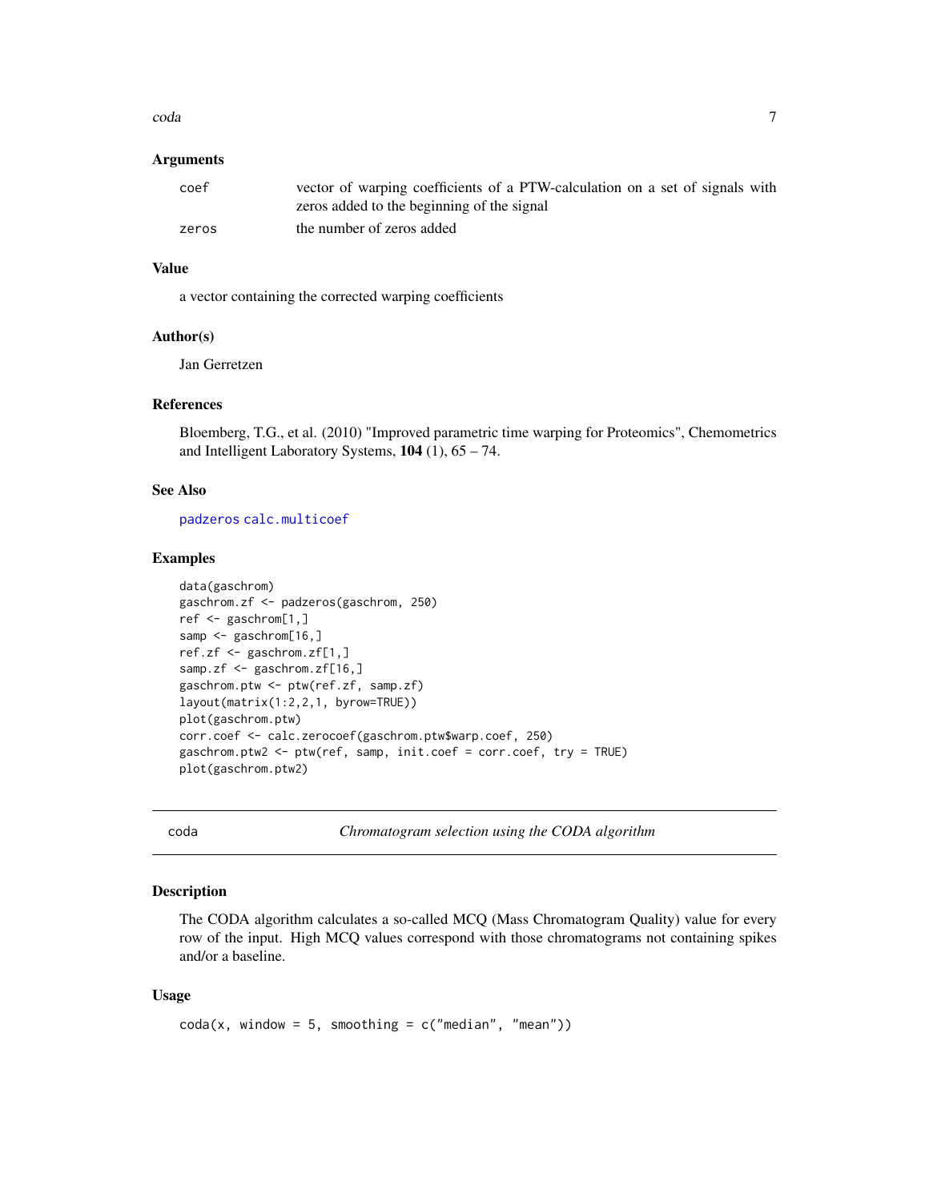### Arguments

| | |
|---|---|
| coef | vector of warping coefficients of a PTW-calculation on a set of signals with zeros added to the beginning of the signal |
| zeros | the number of zeros added |

### Value

a vector containing the corrected warping coefficients

### Author(s)

Jan Gerretzen

### References

Bloemberg, T.G., et al. (2010) "Improved parametric time warping for Proteomics", Chemometrics and Intelligent Laboratory Systems, **104** (1), 65 – 74.

### See Also

padzeros calc.multicoef

### Examples

```
data(gaschrom)
gaschrom.zf <- padzeros(gaschrom, 250)
ref <- gaschrom[1,]
samp <- gaschrom[16,]
ref.zf <- gaschrom.zf[1,]
samp.zf <- gaschrom.zf[16,]
gaschrom.ptw <- ptw(ref.zf, samp.zf)
layout(matrix(1:2,2,1, byrow=TRUE))
plot(gaschrom.ptw)
corr.coef <- calc.zerocoef(gaschrom.ptw$warp.coef, 250)
gaschrom.ptw2 <- ptw(ref, samp, init.coef = corr.coef, try = TRUE)
plot(gaschrom.ptw2)
```

---

## coda — *Chromatogram selection using the CODA algorithm*

### Description

The CODA algorithm calculates a so-called MCQ (Mass Chromatogram Quality) value for every row of the input. High MCQ values correspond with those chromatograms not containing spikes and/or a baseline.

### Usage

```
coda(x, window = 5, smoothing = c("median", "mean"))
```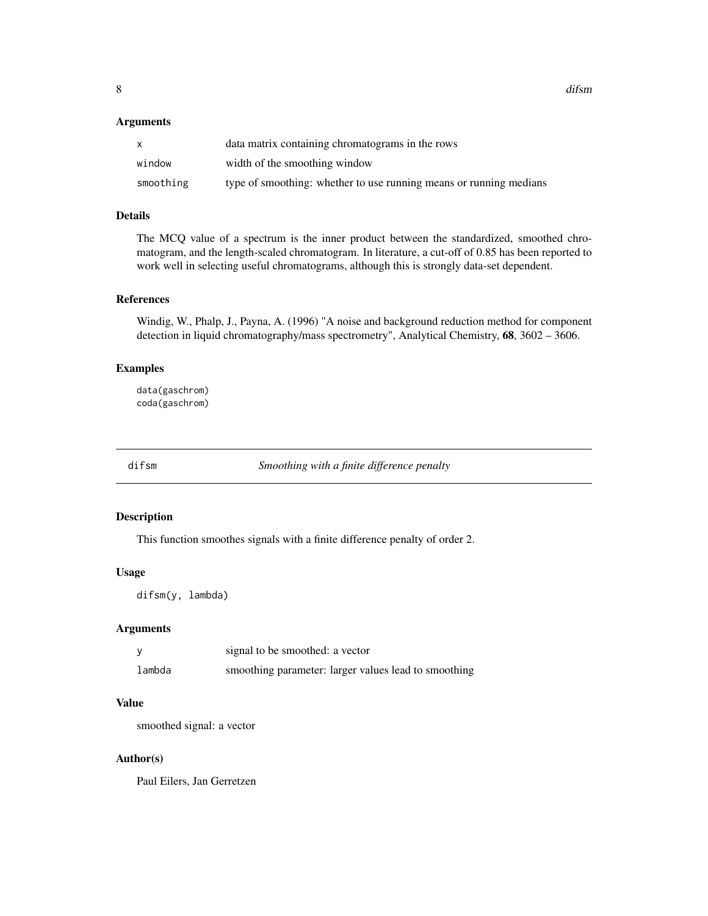### Arguments

| | |
|---|---|
| `x` | data matrix containing chromatograms in the rows |
| `window` | width of the smoothing window |
| `smoothing` | type of smoothing: whether to use running means or running medians |

### Details

The MCQ value of a spectrum is the inner product between the standardized, smoothed chromatogram, and the length-scaled chromatogram. In literature, a cut-off of 0.85 has been reported to work well in selecting useful chromatograms, although this is strongly data-set dependent.

### References

Windig, W., Phalp, J., Payna, A. (1996) "A noise and background reduction method for component detection in liquid chromatography/mass spectrometry", Analytical Chemistry, **68**, 3602 – 3606.

### Examples

```
data(gaschrom)
coda(gaschrom)
```

---

## difsm — *Smoothing with a finite difference penalty*

---

### Description

This function smoothes signals with a finite difference penalty of order 2.

### Usage

```
difsm(y, lambda)
```

### Arguments

| | |
|---|---|
| `y` | signal to be smoothed: a vector |
| `lambda` | smoothing parameter: larger values lead to smoothing |

### Value

smoothed signal: a vector

### Author(s)

Paul Eilers, Jan Gerretzen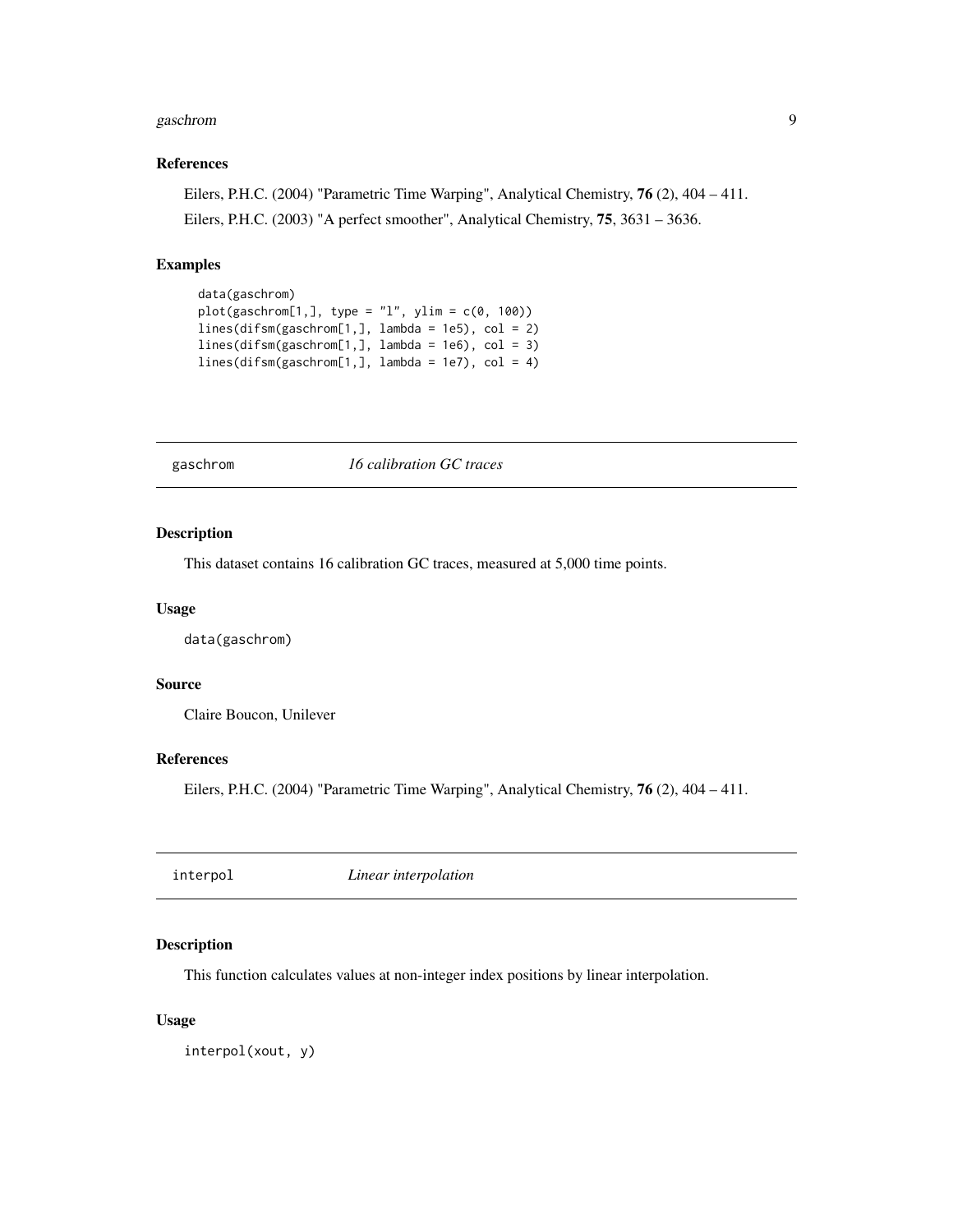### References

Eilers, P.H.C. (2004) "Parametric Time Warping", Analytical Chemistry, **76** (2), 404 – 411.

Eilers, P.H.C. (2003) "A perfect smoother", Analytical Chemistry, **75**, 3631 – 3636.

### Examples

```
data(gaschrom)
plot(gaschrom[1,], type = "l", ylim = c(0, 100))
lines(difsm(gaschrom[1,], lambda = 1e5), col = 2)
lines(difsm(gaschrom[1,], lambda = 1e6), col = 3)
lines(difsm(gaschrom[1,], lambda = 1e7), col = 4)
```

---

## `gaschrom` *16 calibration GC traces*

---

### Description

This dataset contains 16 calibration GC traces, measured at 5,000 time points.

### Usage

```
data(gaschrom)
```

### Source

Claire Boucon, Unilever

### References

Eilers, P.H.C. (2004) "Parametric Time Warping", Analytical Chemistry, **76** (2), 404 – 411.

---

## `interpol` *Linear interpolation*

---

### Description

This function calculates values at non-integer index positions by linear interpolation.

### Usage

```
interpol(xout, y)
```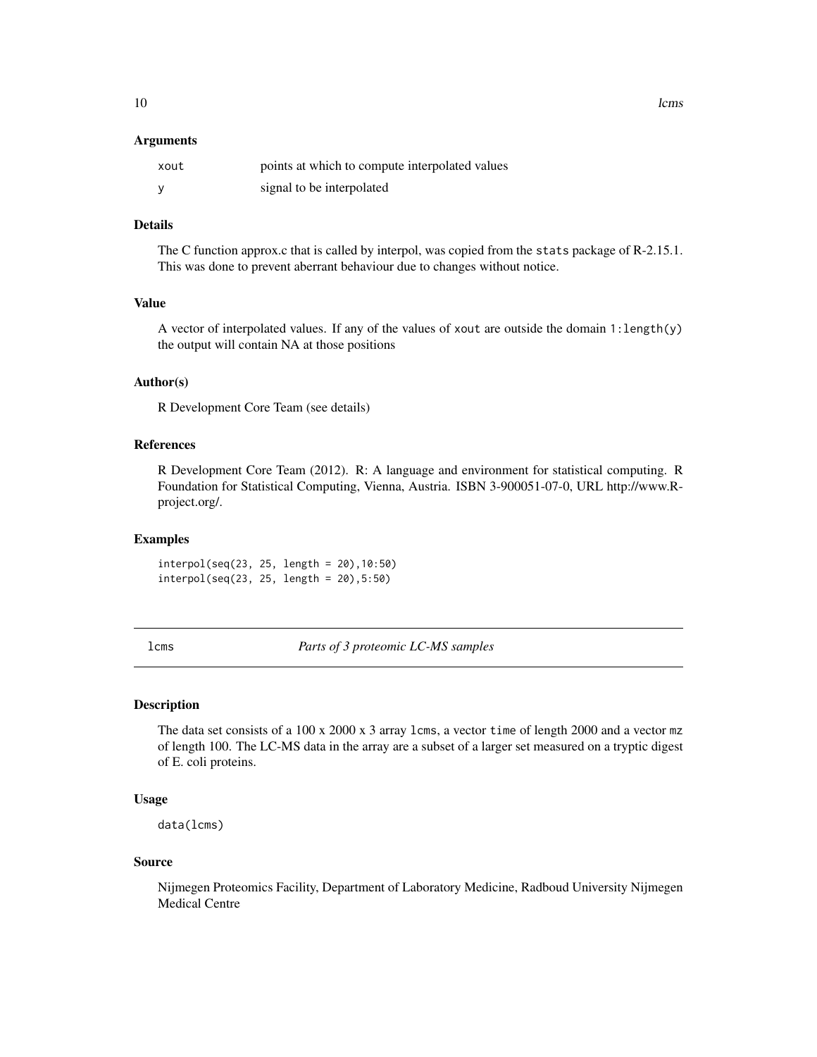### Arguments

| | |
|---|---|
| xout | points at which to compute interpolated values |
| y | signal to be interpolated |

### Details

The C function approx.c that is called by interpol, was copied from the `stats` package of R-2.15.1. This was done to prevent aberrant behaviour due to changes without notice.

### Value

A vector of interpolated values. If any of the values of `xout` are outside the domain `1:length(y)` the output will contain NA at those positions

### Author(s)

R Development Core Team (see details)

### References

R Development Core Team (2012). R: A language and environment for statistical computing. R Foundation for Statistical Computing, Vienna, Austria. ISBN 3-900051-07-0, URL http://www.R-project.org/.

### Examples

```
interpol(seq(23, 25, length = 20),10:50)
interpol(seq(23, 25, length = 20),5:50)
```

---

## lcms — *Parts of 3 proteomic LC-MS samples*

### Description

The data set consists of a 100 x 2000 x 3 array `lcms`, a vector `time` of length 2000 and a vector `mz` of length 100. The LC-MS data in the array are a subset of a larger set measured on a tryptic digest of E. coli proteins.

### Usage

```
data(lcms)
```

### Source

Nijmegen Proteomics Facility, Department of Laboratory Medicine, Radboud University Nijmegen Medical Centre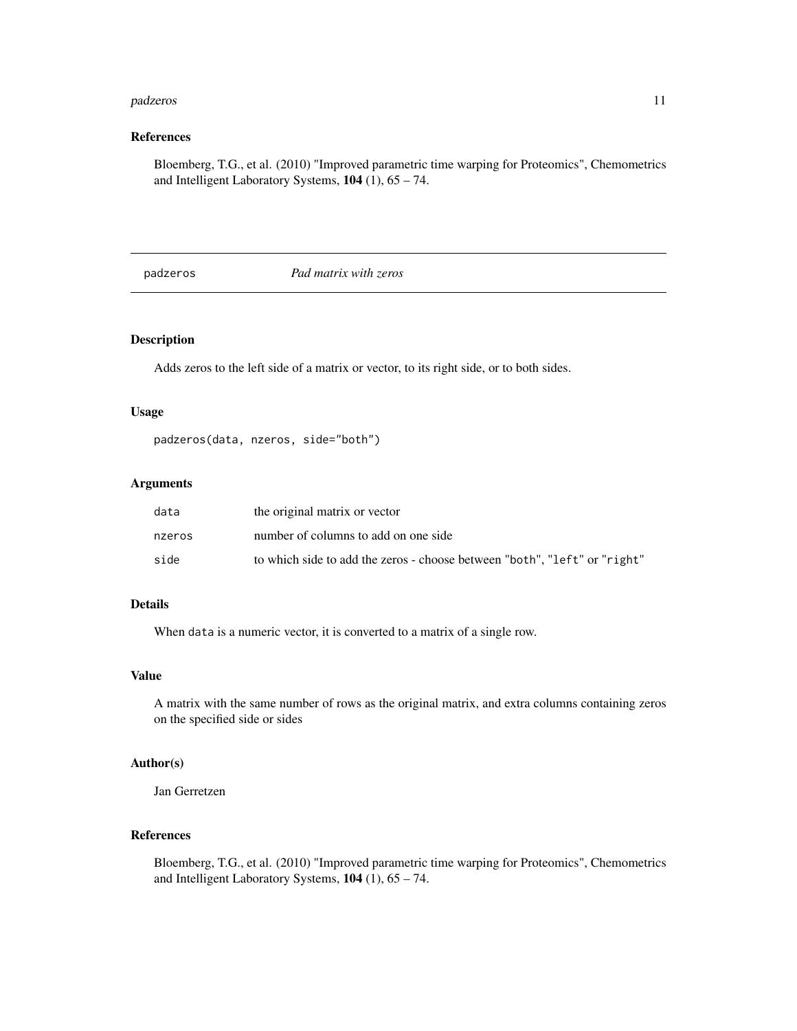## References

Bloemberg, T.G., et al. (2010) "Improved parametric time warping for Proteomics", Chemometrics and Intelligent Laboratory Systems, **104** (1), 65 – 74.

---

# padzeros *Pad matrix with zeros*

---

## Description

Adds zeros to the left side of a matrix or vector, to its right side, or to both sides.

## Usage

```
padzeros(data, nzeros, side="both")
```

## Arguments

| | |
|---|---|
| `data` | the original matrix or vector |
| `nzeros` | number of columns to add on one side |
| `side` | to which side to add the zeros - choose between "`both`", "`left`" or "`right`" |

## Details

When `data` is a numeric vector, it is converted to a matrix of a single row.

## Value

A matrix with the same number of rows as the original matrix, and extra columns containing zeros on the specified side or sides

## Author(s)

Jan Gerretzen

## References

Bloemberg, T.G., et al. (2010) "Improved parametric time warping for Proteomics", Chemometrics and Intelligent Laboratory Systems, **104** (1), 65 – 74.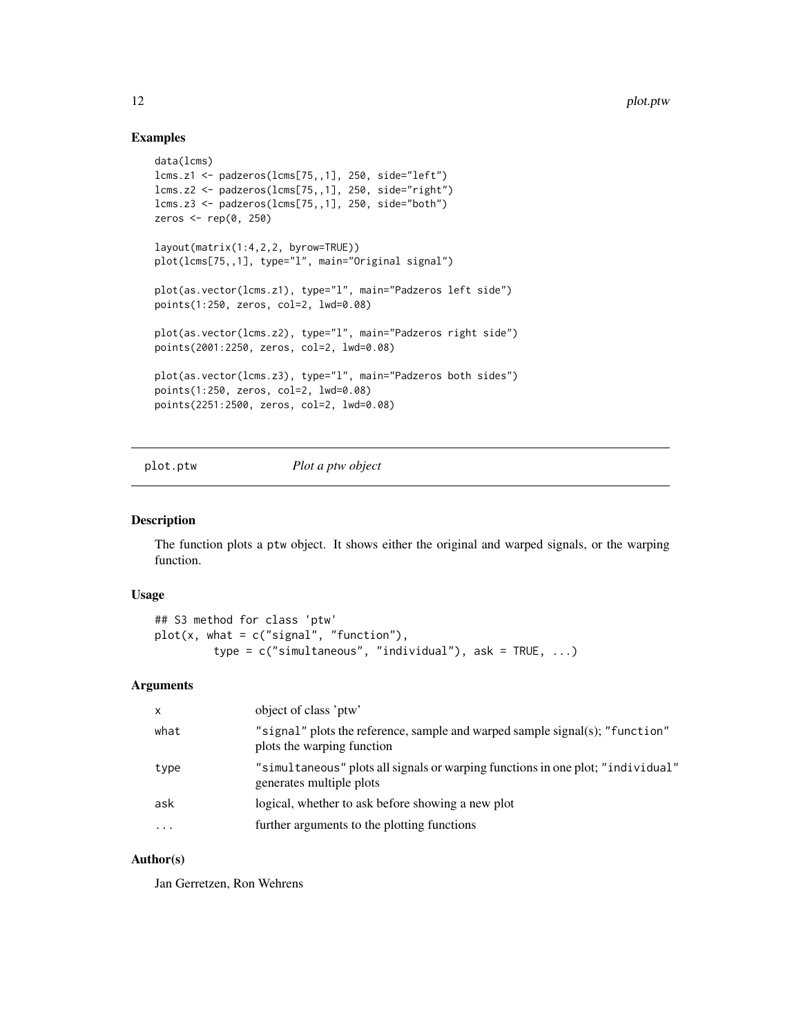## Examples

```
data(lcms)
lcms.z1 <- padzeros(lcms[75,,1], 250, side="left")
lcms.z2 <- padzeros(lcms[75,,1], 250, side="right")
lcms.z3 <- padzeros(lcms[75,,1], 250, side="both")
zeros <- rep(0, 250)

layout(matrix(1:4,2,2, byrow=TRUE))
plot(lcms[75,,1], type="l", main="Original signal")

plot(as.vector(lcms.z1), type="l", main="Padzeros left side")
points(1:250, zeros, col=2, lwd=0.08)

plot(as.vector(lcms.z2), type="l", main="Padzeros right side")
points(2001:2250, zeros, col=2, lwd=0.08)

plot(as.vector(lcms.z3), type="l", main="Padzeros both sides")
points(1:250, zeros, col=2, lwd=0.08)
points(2251:2500, zeros, col=2, lwd=0.08)
```

---

# plot.ptw — *Plot a ptw object*

## Description

The function plots a ptw object. It shows either the original and warped signals, or the warping function.

## Usage

```
## S3 method for class 'ptw'
plot(x, what = c("signal", "function"),
        type = c("simultaneous", "individual"), ask = TRUE, ...)
```

## Arguments

| | |
|---|---|
| x | object of class 'ptw' |
| what | "signal" plots the reference, sample and warped sample signal(s); "function" plots the warping function |
| type | "simultaneous" plots all signals or warping functions in one plot; "individual" generates multiple plots |
| ask | logical, whether to ask before showing a new plot |
| ... | further arguments to the plotting functions |

## Author(s)

Jan Gerretzen, Ron Wehrens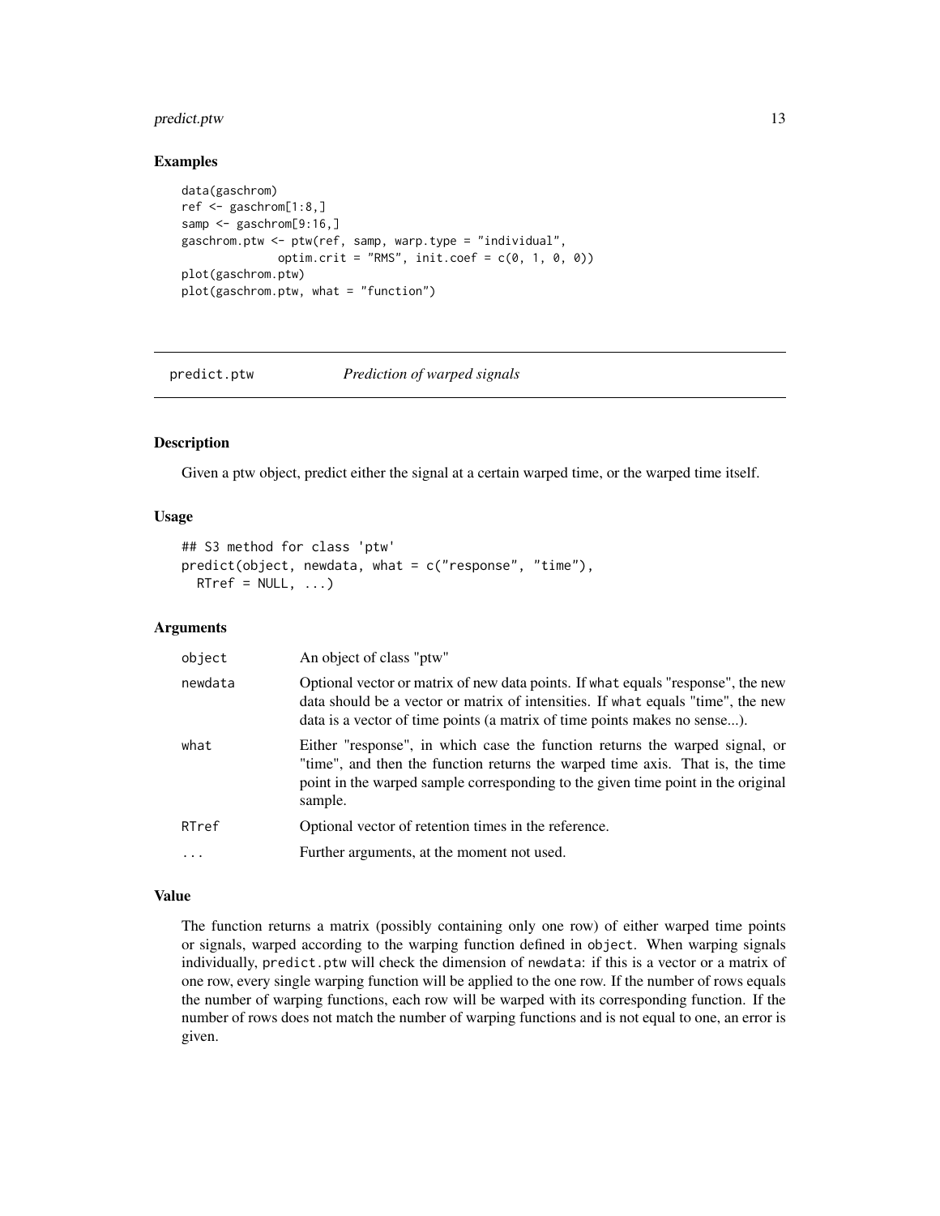## Examples

```
data(gaschrom)
ref <- gaschrom[1:8,]
samp <- gaschrom[9:16,]
gaschrom.ptw <- ptw(ref, samp, warp.type = "individual",
             optim.crit = "RMS", init.coef = c(0, 1, 0, 0))
plot(gaschrom.ptw)
plot(gaschrom.ptw, what = "function")
```

---

# predict.ptw *Prediction of warped signals*

---

## Description

Given a ptw object, predict either the signal at a certain warped time, or the warped time itself.

## Usage

```
## S3 method for class 'ptw'
predict(object, newdata, what = c("response", "time"),
  RTref = NULL, ...)
```

## Arguments

| | |
|---|---|
| object | An object of class "ptw" |
| newdata | Optional vector or matrix of new data points. If what equals "response", the new data should be a vector or matrix of intensities. If what equals "time", the new data is a vector of time points (a matrix of time points makes no sense...). |
| what | Either "response", in which case the function returns the warped signal, or "time", and then the function returns the warped time axis. That is, the time point in the warped sample corresponding to the given time point in the original sample. |
| RTref | Optional vector of retention times in the reference. |
| ... | Further arguments, at the moment not used. |

## Value

The function returns a matrix (possibly containing only one row) of either warped time points or signals, warped according to the warping function defined in object. When warping signals individually, predict.ptw will check the dimension of newdata: if this is a vector or a matrix of one row, every single warping function will be applied to the one row. If the number of rows equals the number of warping functions, each row will be warped with its corresponding function. If the number of rows does not match the number of warping functions and is not equal to one, an error is given.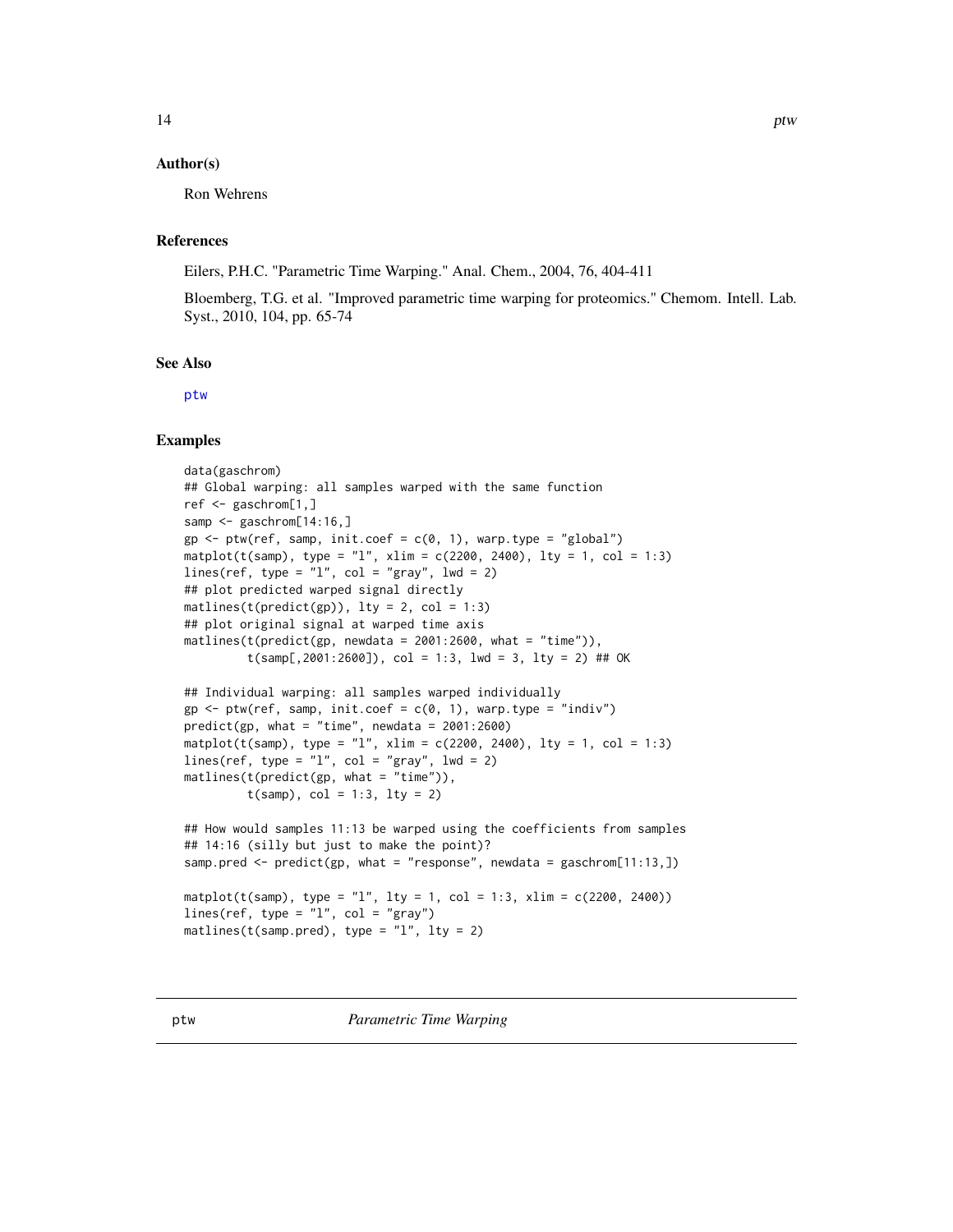### Author(s)

Ron Wehrens

### References

Eilers, P.H.C. "Parametric Time Warping." Anal. Chem., 2004, 76, 404-411

Bloemberg, T.G. et al. "Improved parametric time warping for proteomics." Chemom. Intell. Lab. Syst., 2010, 104, pp. 65-74

### See Also

ptw

### Examples

```
data(gaschrom)
## Global warping: all samples warped with the same function
ref <- gaschrom[1,]
samp <- gaschrom[14:16,]
gp <- ptw(ref, samp, init.coef = c(0, 1), warp.type = "global")
matplot(t(samp), type = "l", xlim = c(2200, 2400), lty = 1, col = 1:3)
lines(ref, type = "l", col = "gray", lwd = 2)
## plot predicted warped signal directly
matlines(t(predict(gp)), lty = 2, col = 1:3)
## plot original signal at warped time axis
matlines(t(predict(gp, newdata = 2001:2600, what = "time")),
         t(samp[,2001:2600]), col = 1:3, lwd = 3, lty = 2) ## OK

## Individual warping: all samples warped individually
gp <- ptw(ref, samp, init.coef = c(0, 1), warp.type = "indiv")
predict(gp, what = "time", newdata = 2001:2600)
matplot(t(samp), type = "l", xlim = c(2200, 2400), lty = 1, col = 1:3)
lines(ref, type = "l", col = "gray", lwd = 2)
matlines(t(predict(gp, what = "time")),
         t(samp), col = 1:3, lty = 2)

## How would samples 11:13 be warped using the coefficients from samples
## 14:16 (silly but just to make the point)?
samp.pred <- predict(gp, what = "response", newdata = gaschrom[11:13,])

matplot(t(samp), type = "l", lty = 1, col = 1:3, xlim = c(2200, 2400))
lines(ref, type = "l", col = "gray")
matlines(t(samp.pred), type = "l", lty = 2)
```

---

## ptw *Parametric Time Warping*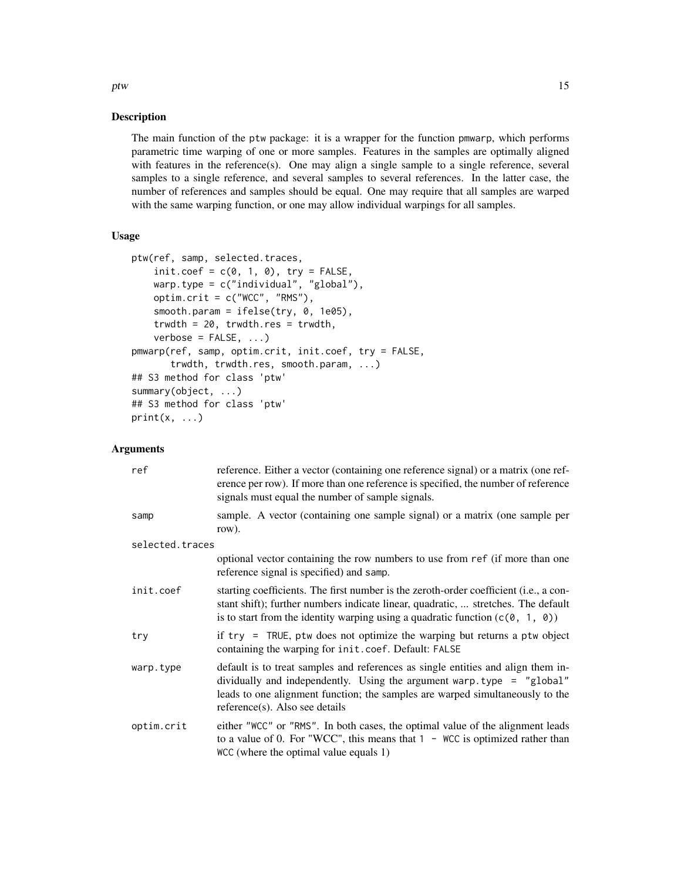## Description

The main function of the ptw package: it is a wrapper for the function pmwarp, which performs parametric time warping of one or more samples. Features in the samples are optimally aligned with features in the reference(s). One may align a single sample to a single reference, several samples to a single reference, and several samples to several references. In the latter case, the number of references and samples should be equal. One may require that all samples are warped with the same warping function, or one may allow individual warpings for all samples.

## Usage

```
ptw(ref, samp, selected.traces,
    init.coef = c(0, 1, 0), try = FALSE,
    warp.type = c("individual", "global"),
    optim.crit = c("WCC", "RMS"),
    smooth.param = ifelse(try, 0, 1e05),
    trwdth = 20, trwdth.res = trwdth,
    verbose = FALSE, ...)
pmwarp(ref, samp, optim.crit, init.coef, try = FALSE,
       trwdth, trwdth.res, smooth.param, ...)
## S3 method for class 'ptw'
summary(object, ...)
## S3 method for class 'ptw'
print(x, ...)
```

## Arguments

| Argument | Description |
|---|---|
| ref | reference. Either a vector (containing one reference signal) or a matrix (one reference per row). If more than one reference is specified, the number of reference signals must equal the number of sample signals. |
| samp | sample. A vector (containing one sample signal) or a matrix (one sample per row). |
| selected.traces | optional vector containing the row numbers to use from ref (if more than one reference signal is specified) and samp. |
| init.coef | starting coefficients. The first number is the zeroth-order coefficient (i.e., a constant shift); further numbers indicate linear, quadratic, ... stretches. The default is to start from the identity warping using a quadratic function (c(0, 1, 0)) |
| try | if try = TRUE, ptw does not optimize the warping but returns a ptw object containing the warping for init.coef. Default: FALSE |
| warp.type | default is to treat samples and references as single entities and align them individually and independently. Using the argument warp.type = "global" leads to one alignment function; the samples are warped simultaneously to the reference(s). Also see details |
| optim.crit | either "WCC" or "RMS". In both cases, the optimal value of the alignment leads to a value of 0. For "WCC", this means that 1 - WCC is optimized rather than WCC (where the optimal value equals 1) |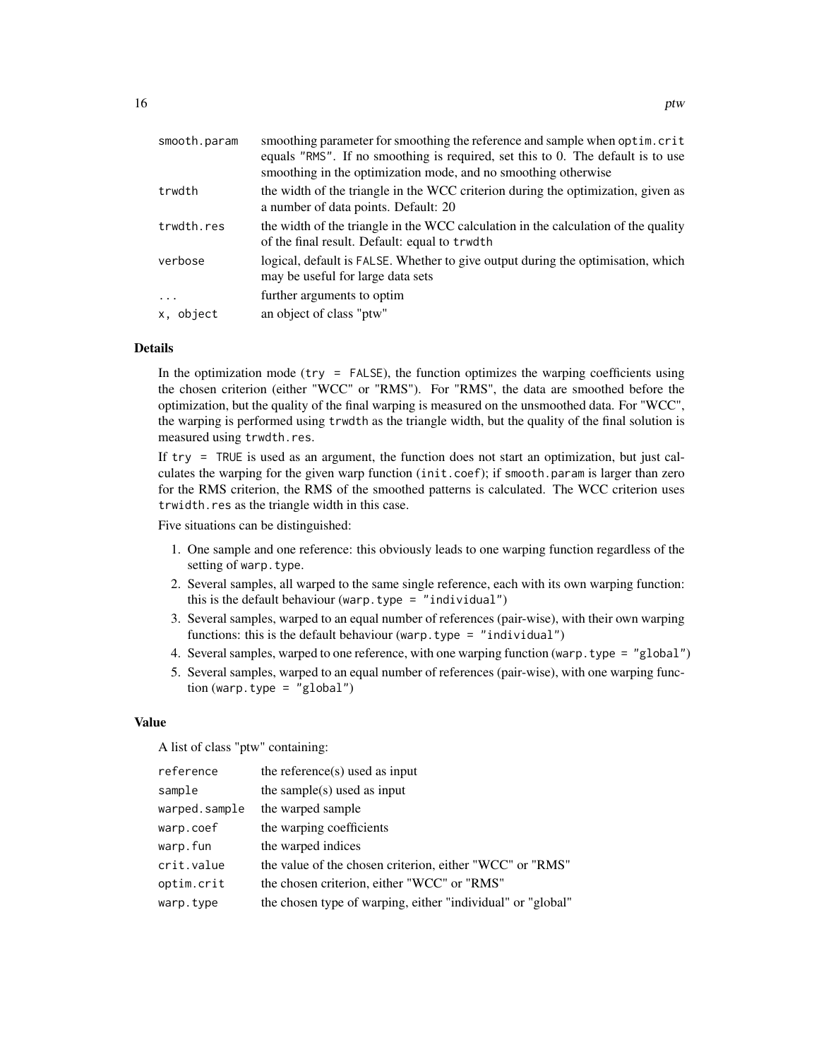| | |
|---|---|
| `smooth.param` | smoothing parameter for smoothing the reference and sample when `optim.crit` equals `"RMS"`. If no smoothing is required, set this to 0. The default is to use smoothing in the optimization mode, and no smoothing otherwise |
| `trwdth` | the width of the triangle in the WCC criterion during the optimization, given as a number of data points. Default: 20 |
| `trwdth.res` | the width of the triangle in the WCC calculation in the calculation of the quality of the final result. Default: equal to `trwdth` |
| `verbose` | logical, default is `FALSE`. Whether to give output during the optimisation, which may be useful for large data sets |
| `...` | further arguments to optim |
| `x, object` | an object of class "ptw" |

## Details

In the optimization mode (`try = FALSE`), the function optimizes the warping coefficients using the chosen criterion (either "WCC" or "RMS"). For "RMS", the data are smoothed before the optimization, but the quality of the final warping is measured on the unsmoothed data. For "WCC", the warping is performed using `trwdth` as the triangle width, but the quality of the final solution is measured using `trwdth.res`.

If `try = TRUE` is used as an argument, the function does not start an optimization, but just calculates the warping for the given warp function (`init.coef`); if `smooth.param` is larger than zero for the RMS criterion, the RMS of the smoothed patterns is calculated. The WCC criterion uses `trwidth.res` as the triangle width in this case.

Five situations can be distinguished:

1. One sample and one reference: this obviously leads to one warping function regardless of the setting of `warp.type`.
2. Several samples, all warped to the same single reference, each with its own warping function: this is the default behaviour (`warp.type = "individual"`)
3. Several samples, warped to an equal number of references (pair-wise), with their own warping functions: this is the default behaviour (`warp.type = "individual"`)
4. Several samples, warped to one reference, with one warping function (`warp.type = "global"`)
5. Several samples, warped to an equal number of references (pair-wise), with one warping function (`warp.type = "global"`)

## Value

A list of class "ptw" containing:

| | |
|---|---|
| `reference` | the reference(s) used as input |
| `sample` | the sample(s) used as input |
| `warped.sample` | the warped sample |
| `warp.coef` | the warping coefficients |
| `warp.fun` | the warped indices |
| `crit.value` | the value of the chosen criterion, either "WCC" or "RMS" |
| `optim.crit` | the chosen criterion, either "WCC" or "RMS" |
| `warp.type` | the chosen type of warping, either "individual" or "global" |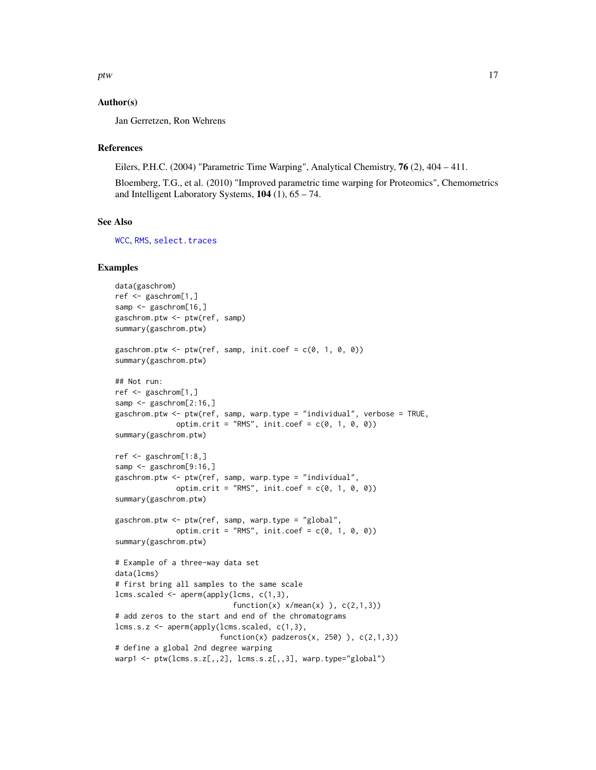### Author(s)

Jan Gerretzen, Ron Wehrens

### References

Eilers, P.H.C. (2004) "Parametric Time Warping", Analytical Chemistry, **76** (2), 404 – 411.

Bloemberg, T.G., et al. (2010) "Improved parametric time warping for Proteomics", Chemometrics and Intelligent Laboratory Systems, **104** (1), 65 – 74.

### See Also

WCC, RMS, select.traces

### Examples

```
data(gaschrom)
ref <- gaschrom[1,]
samp <- gaschrom[16,]
gaschrom.ptw <- ptw(ref, samp)
summary(gaschrom.ptw)

gaschrom.ptw <- ptw(ref, samp, init.coef = c(0, 1, 0, 0))
summary(gaschrom.ptw)

## Not run:
ref <- gaschrom[1,]
samp <- gaschrom[2:16,]
gaschrom.ptw <- ptw(ref, samp, warp.type = "individual", verbose = TRUE,
              optim.crit = "RMS", init.coef = c(0, 1, 0, 0))
summary(gaschrom.ptw)

ref <- gaschrom[1:8,]
samp <- gaschrom[9:16,]
gaschrom.ptw <- ptw(ref, samp, warp.type = "individual",
              optim.crit = "RMS", init.coef = c(0, 1, 0, 0))
summary(gaschrom.ptw)

gaschrom.ptw <- ptw(ref, samp, warp.type = "global",
              optim.crit = "RMS", init.coef = c(0, 1, 0, 0))
summary(gaschrom.ptw)

# Example of a three-way data set
data(lcms)
# first bring all samples to the same scale
lcms.scaled <- aperm(apply(lcms, c(1,3),
                           function(x) x/mean(x) ), c(2,1,3))
# add zeros to the start and end of the chromatograms
lcms.s.z <- aperm(apply(lcms.scaled, c(1,3),
                        function(x) padzeros(x, 250) ), c(2,1,3))
# define a global 2nd degree warping
warp1 <- ptw(lcms.s.z[,,2], lcms.s.z[,,3], warp.type="global")
```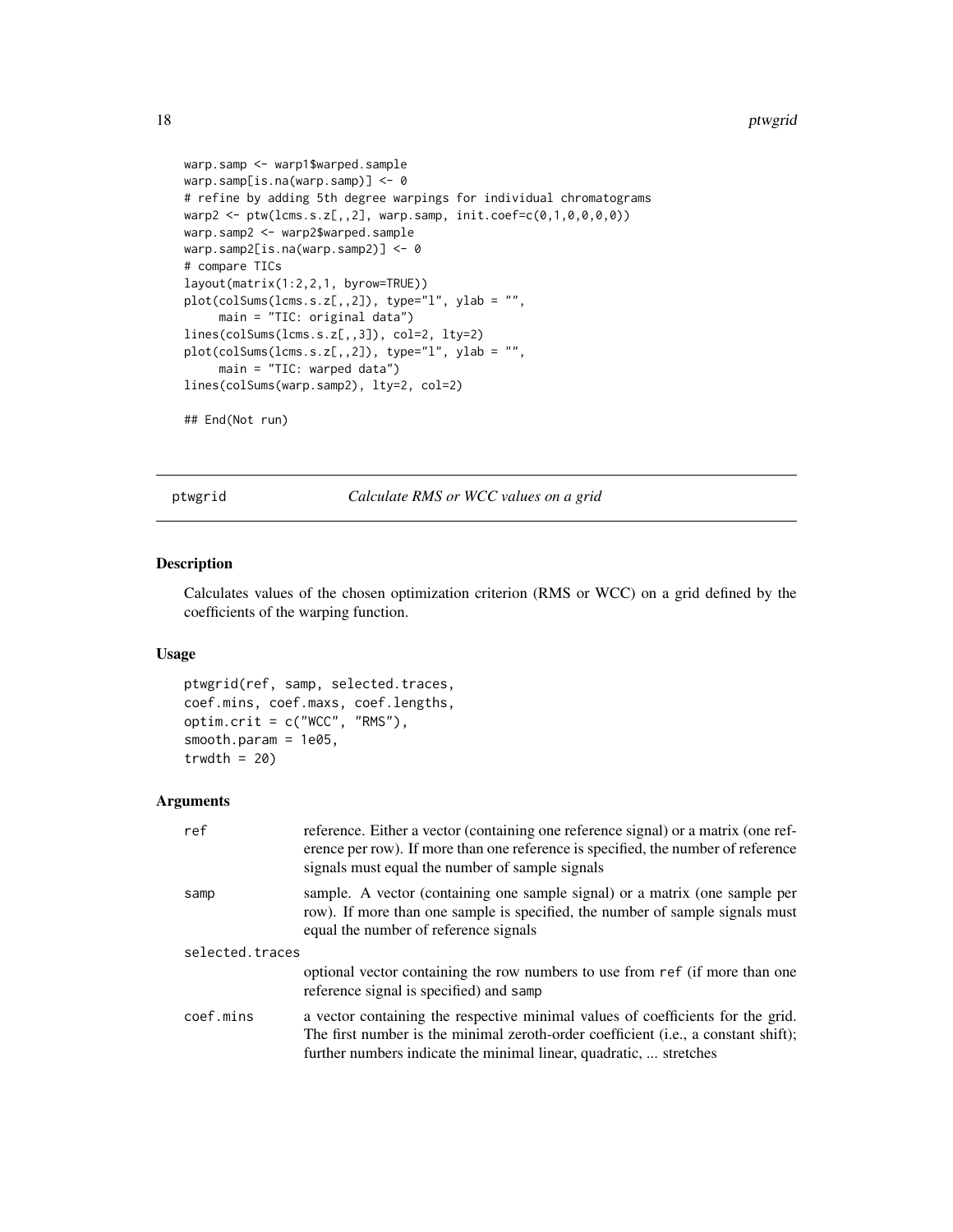```
warp.samp <- warp1$warped.sample
warp.samp[is.na(warp.samp)] <- 0
# refine by adding 5th degree warpings for individual chromatograms
warp2 <- ptw(lcms.s.z[,,2], warp.samp, init.coef=c(0,1,0,0,0,0))
warp.samp2 <- warp2$warped.sample
warp.samp2[is.na(warp.samp2)] <- 0
# compare TICs
layout(matrix(1:2,2,1, byrow=TRUE))
plot(colSums(lcms.s.z[,,2]), type="l", ylab = "",
     main = "TIC: original data")
lines(colSums(lcms.s.z[,,3]), col=2, lty=2)
plot(colSums(lcms.s.z[,,2]), type="l", ylab = "",
     main = "TIC: warped data")
lines(colSums(warp.samp2), lty=2, col=2)

## End(Not run)
```

## ptwgrid — *Calculate RMS or WCC values on a grid*

### Description

Calculates values of the chosen optimization criterion (RMS or WCC) on a grid defined by the coefficients of the warping function.

### Usage

```
ptwgrid(ref, samp, selected.traces,
coef.mins, coef.maxs, coef.lengths,
optim.crit = c("WCC", "RMS"),
smooth.param = 1e05,
trwdth = 20)
```

### Arguments

| | |
|---|---|
| `ref` | reference. Either a vector (containing one reference signal) or a matrix (one reference per row). If more than one reference is specified, the number of reference signals must equal the number of sample signals |
| `samp` | sample. A vector (containing one sample signal) or a matrix (one sample per row). If more than one sample is specified, the number of sample signals must equal the number of reference signals |
| `selected.traces` | optional vector containing the row numbers to use from `ref` (if more than one reference signal is specified) and `samp` |
| `coef.mins` | a vector containing the respective minimal values of coefficients for the grid. The first number is the minimal zeroth-order coefficient (i.e., a constant shift); further numbers indicate the minimal linear, quadratic, ... stretches |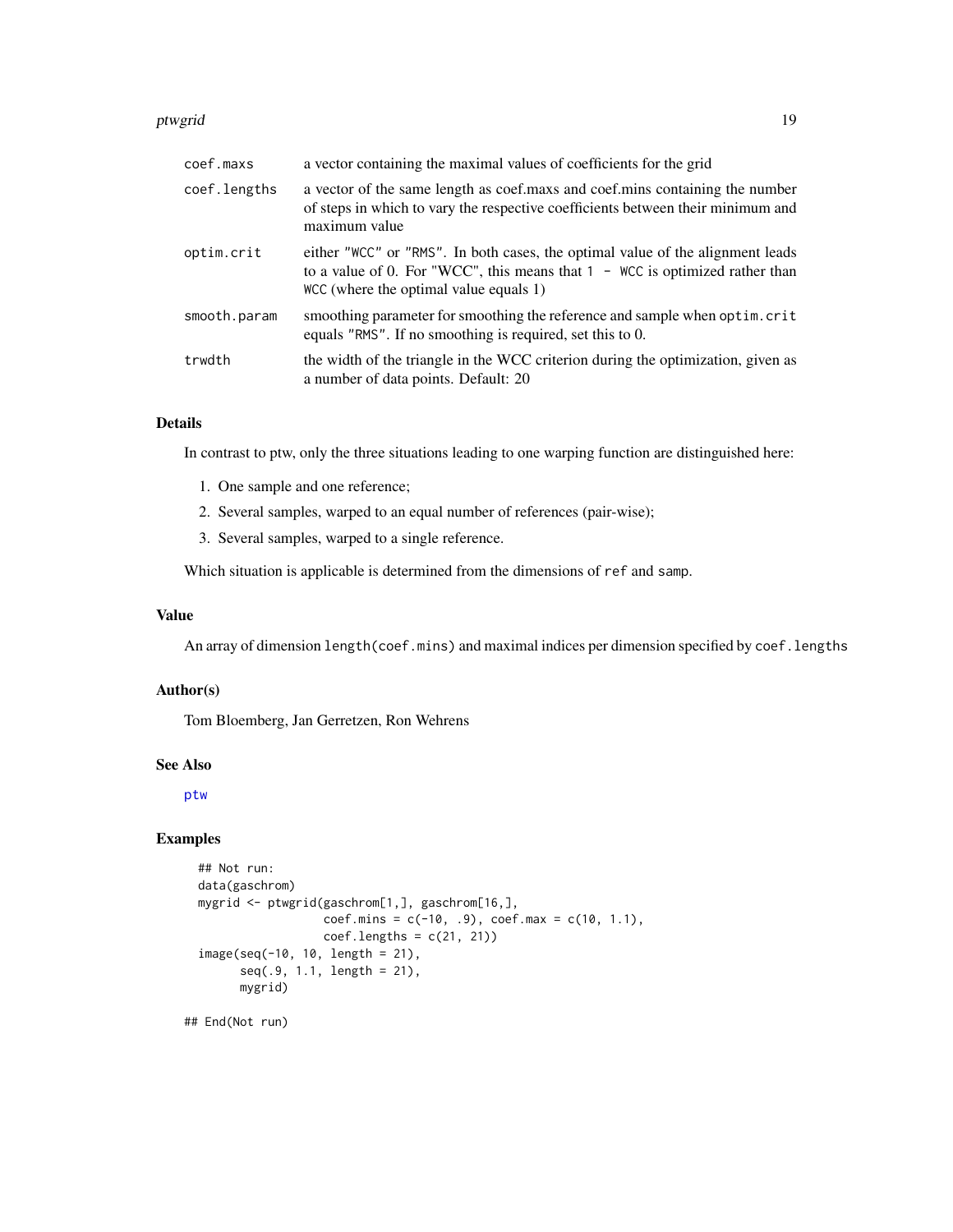| | |
|---|---|
| coef.maxs | a vector containing the maximal values of coefficients for the grid |
| coef.lengths | a vector of the same length as coef.maxs and coef.mins containing the number of steps in which to vary the respective coefficients between their minimum and maximum value |
| optim.crit | either "WCC" or "RMS". In both cases, the optimal value of the alignment leads to a value of 0. For "WCC", this means that `1 - WCC` is optimized rather than `WCC` (where the optimal value equals 1) |
| smooth.param | smoothing parameter for smoothing the reference and sample when `optim.crit` equals "RMS". If no smoothing is required, set this to 0. |
| trwdth | the width of the triangle in the WCC criterion during the optimization, given as a number of data points. Default: 20 |

## Details

In contrast to ptw, only the three situations leading to one warping function are distinguished here:

1. One sample and one reference;
2. Several samples, warped to an equal number of references (pair-wise);
3. Several samples, warped to a single reference.

Which situation is applicable is determined from the dimensions of `ref` and `samp`.

## Value

An array of dimension `length(coef.mins)` and maximal indices per dimension specified by `coef.lengths`

## Author(s)

Tom Bloemberg, Jan Gerretzen, Ron Wehrens

## See Also

ptw

## Examples

```
## Not run:
data(gaschrom)
mygrid <- ptwgrid(gaschrom[1,], gaschrom[16,],
                  coef.mins = c(-10, .9), coef.max = c(10, 1.1),
                  coef.lengths = c(21, 21))
image(seq(-10, 10, length = 21),
      seq(.9, 1.1, length = 21),
      mygrid)

## End(Not run)
```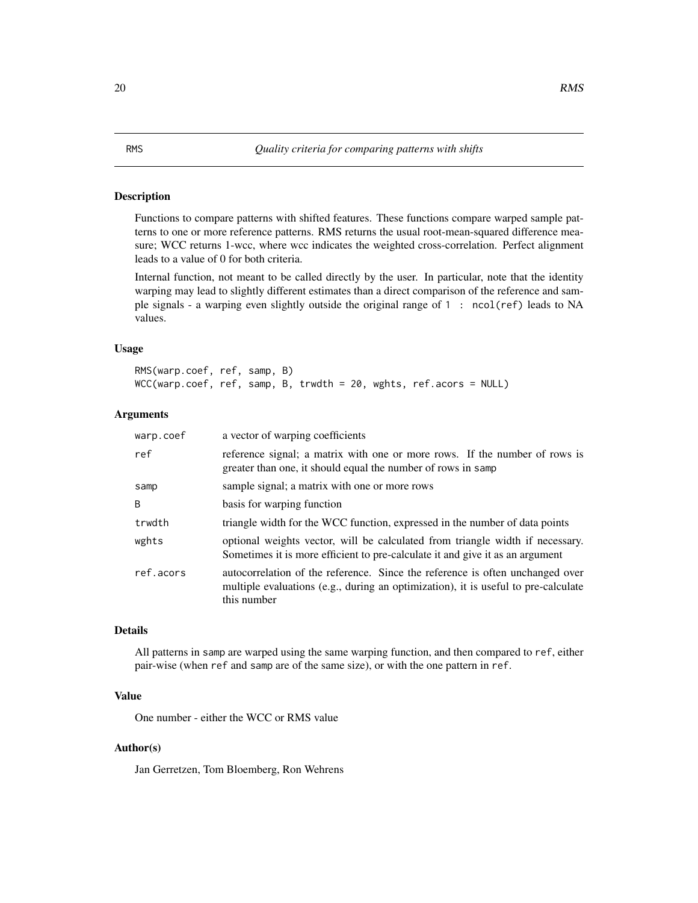# RMS — *Quality criteria for comparing patterns with shifts*

## Description

Functions to compare patterns with shifted features. These functions compare warped sample patterns to one or more reference patterns. RMS returns the usual root-mean-squared difference measure; WCC returns 1-wcc, where wcc indicates the weighted cross-correlation. Perfect alignment leads to a value of 0 for both criteria.

Internal function, not meant to be called directly by the user. In particular, note that the identity warping may lead to slightly different estimates than a direct comparison of the reference and sample signals - a warping even slightly outside the original range of `1 : ncol(ref)` leads to NA values.

## Usage

```
RMS(warp.coef, ref, samp, B)
WCC(warp.coef, ref, samp, B, trwdth = 20, wghts, ref.acors = NULL)
```

## Arguments

| | |
|---|---|
| `warp.coef` | a vector of warping coefficients |
| `ref` | reference signal; a matrix with one or more rows. If the number of rows is greater than one, it should equal the number of rows in `samp` |
| `samp` | sample signal; a matrix with one or more rows |
| `B` | basis for warping function |
| `trwdth` | triangle width for the WCC function, expressed in the number of data points |
| `wghts` | optional weights vector, will be calculated from triangle width if necessary. Sometimes it is more efficient to pre-calculate it and give it as an argument |
| `ref.acors` | autocorrelation of the reference. Since the reference is often unchanged over multiple evaluations (e.g., during an optimization), it is useful to pre-calculate this number |

## Details

All patterns in `samp` are warped using the same warping function, and then compared to `ref`, either pair-wise (when `ref` and `samp` are of the same size), or with the one pattern in `ref`.

## Value

One number - either the WCC or RMS value

## Author(s)

Jan Gerretzen, Tom Bloemberg, Ron Wehrens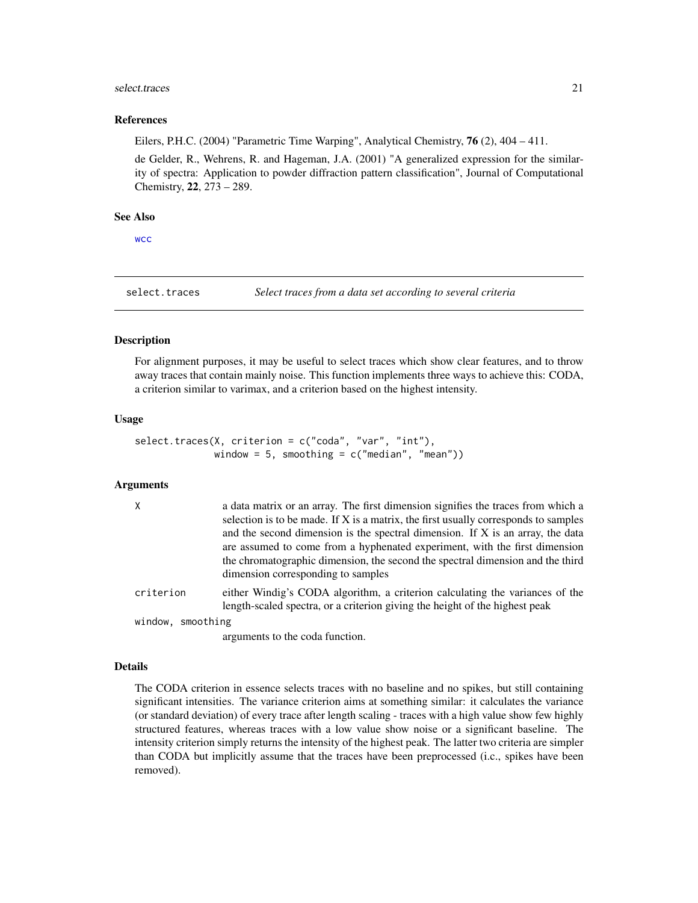### References

Eilers, P.H.C. (2004) "Parametric Time Warping", Analytical Chemistry, **76** (2), 404 – 411.

de Gelder, R., Wehrens, R. and Hageman, J.A. (2001) "A generalized expression for the similarity of spectra: Application to powder diffraction pattern classification", Journal of Computational Chemistry, **22**, 273 – 289.

### See Also

wcc

---

## select.traces — *Select traces from a data set according to several criteria*

### Description

For alignment purposes, it may be useful to select traces which show clear features, and to throw away traces that contain mainly noise. This function implements three ways to achieve this: CODA, a criterion similar to varimax, and a criterion based on the highest intensity.

### Usage

```
select.traces(X, criterion = c("coda", "var", "int"),
              window = 5, smoothing = c("median", "mean"))
```

### Arguments

| | |
|---|---|
| X | a data matrix or an array. The first dimension signifies the traces from which a selection is to be made. If X is a matrix, the first usually corresponds to samples and the second dimension is the spectral dimension. If X is an array, the data are assumed to come from a hyphenated experiment, with the first dimension the chromatographic dimension, the second the spectral dimension and the third dimension corresponding to samples |
| criterion | either Windig's CODA algorithm, a criterion calculating the variances of the length-scaled spectra, or a criterion giving the height of the highest peak |
| window, smoothing | arguments to the coda function. |

### Details

The CODA criterion in essence selects traces with no baseline and no spikes, but still containing significant intensities. The variance criterion aims at something similar: it calculates the variance (or standard deviation) of every trace after length scaling - traces with a high value show few highly structured features, whereas traces with a low value show noise or a significant baseline. The intensity criterion simply returns the intensity of the highest peak. The latter two criteria are simpler than CODA but implicitly assume that the traces have been preprocessed (i.c., spikes have been removed).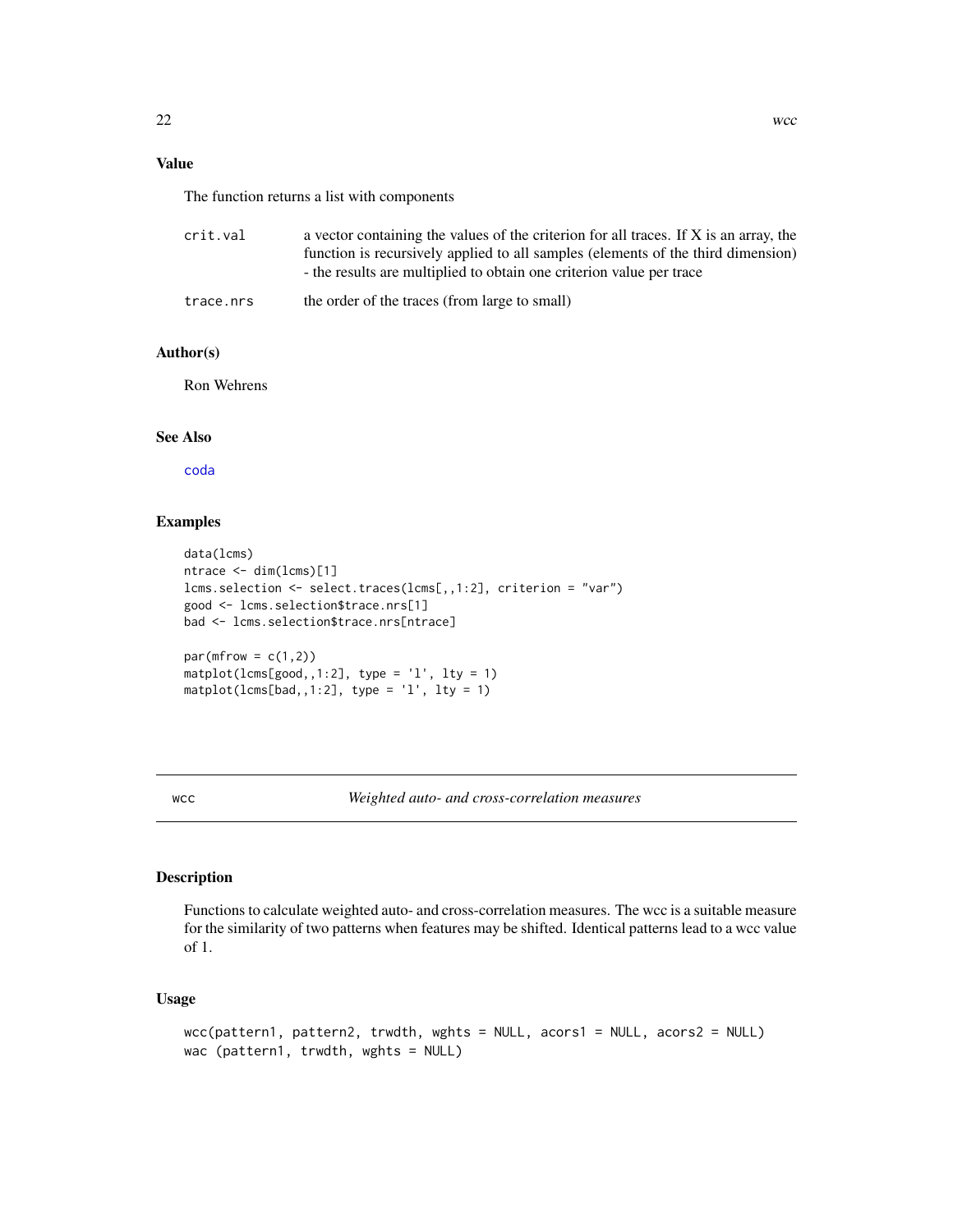### Value

The function returns a list with components

| | |
|---|---|
| crit.val | a vector containing the values of the criterion for all traces. If X is an array, the function is recursively applied to all samples (elements of the third dimension) - the results are multiplied to obtain one criterion value per trace |
| trace.nrs | the order of the traces (from large to small) |

### Author(s)

Ron Wehrens

### See Also

coda

### Examples

```
data(lcms)
ntrace <- dim(lcms)[1]
lcms.selection <- select.traces(lcms[,,1:2], criterion = "var")
good <- lcms.selection$trace.nrs[1]
bad <- lcms.selection$trace.nrs[ntrace]

par(mfrow = c(1,2))
matplot(lcms[good,,1:2], type = 'l', lty = 1)
matplot(lcms[bad,,1:2], type = 'l', lty = 1)
```

---

## wcc — *Weighted auto- and cross-correlation measures*

---

### Description

Functions to calculate weighted auto- and cross-correlation measures. The wcc is a suitable measure for the similarity of two patterns when features may be shifted. Identical patterns lead to a wcc value of 1.

### Usage

```
wcc(pattern1, pattern2, trwdth, wghts = NULL, acors1 = NULL, acors2 = NULL)
wac (pattern1, trwdth, wghts = NULL)
```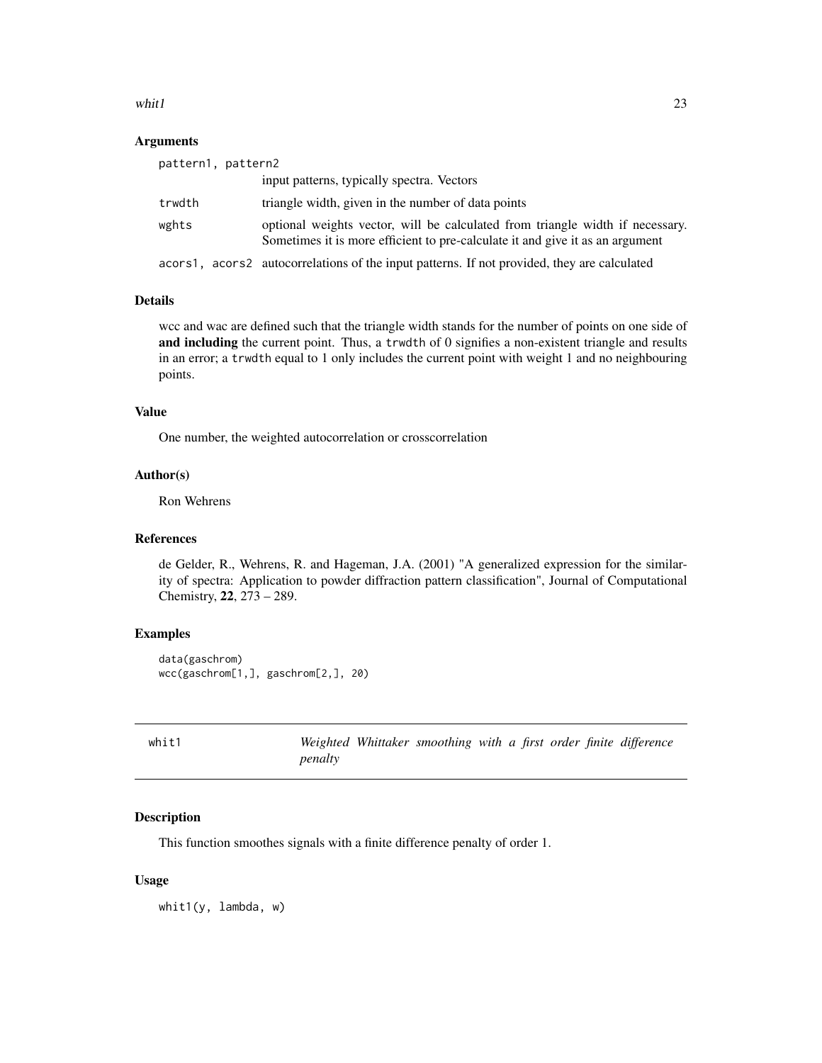### Arguments

| | |
|---|---|
| pattern1, pattern2 | input patterns, typically spectra. Vectors |
| trwdth | triangle width, given in the number of data points |
| wghts | optional weights vector, will be calculated from triangle width if necessary. Sometimes it is more efficient to pre-calculate it and give it as an argument |
| acors1, acors2 | autocorrelations of the input patterns. If not provided, they are calculated |

### Details

wcc and wac are defined such that the triangle width stands for the number of points on one side of **and including** the current point. Thus, a `trwdth` of 0 signifies a non-existent triangle and results in an error; a `trwdth` equal to 1 only includes the current point with weight 1 and no neighbouring points.

### Value

One number, the weighted autocorrelation or crosscorrelation

### Author(s)

Ron Wehrens

### References

de Gelder, R., Wehrens, R. and Hageman, J.A. (2001) "A generalized expression for the similarity of spectra: Application to powder diffraction pattern classification", Journal of Computational Chemistry, **22**, 273 – 289.

### Examples

```
data(gaschrom)
wcc(gaschrom[1,], gaschrom[2,], 20)
```

---

## whit1 — *Weighted Whittaker smoothing with a first order finite difference penalty*

---

### Description

This function smoothes signals with a finite difference penalty of order 1.

### Usage

```
whit1(y, lambda, w)
```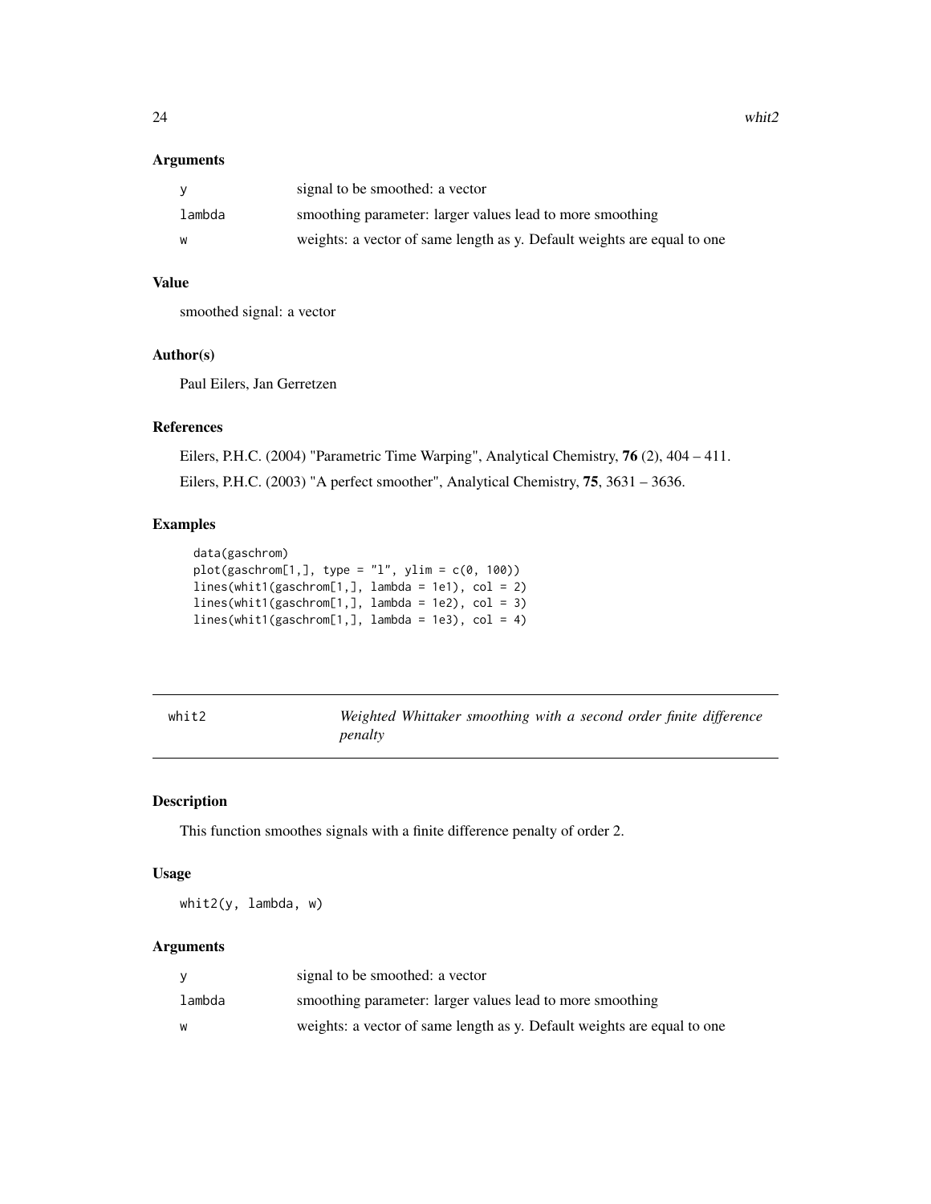### Arguments

| | |
|---|---|
| y | signal to be smoothed: a vector |
| lambda | smoothing parameter: larger values lead to more smoothing |
| w | weights: a vector of same length as y. Default weights are equal to one |

### Value

smoothed signal: a vector

### Author(s)

Paul Eilers, Jan Gerretzen

### References

Eilers, P.H.C. (2004) "Parametric Time Warping", Analytical Chemistry, **76** (2), 404 – 411.

Eilers, P.H.C. (2003) "A perfect smoother", Analytical Chemistry, **75**, 3631 – 3636.

### Examples

```
data(gaschrom)
plot(gaschrom[1,], type = "l", ylim = c(0, 100))
lines(whit1(gaschrom[1,], lambda = 1e1), col = 2)
lines(whit1(gaschrom[1,], lambda = 1e2), col = 3)
lines(whit1(gaschrom[1,], lambda = 1e3), col = 4)
```

---

## whit2 — *Weighted Whittaker smoothing with a second order finite difference penalty*

---

### Description

This function smoothes signals with a finite difference penalty of order 2.

### Usage

```
whit2(y, lambda, w)
```

### Arguments

| | |
|---|---|
| y | signal to be smoothed: a vector |
| lambda | smoothing parameter: larger values lead to more smoothing |
| w | weights: a vector of same length as y. Default weights are equal to one |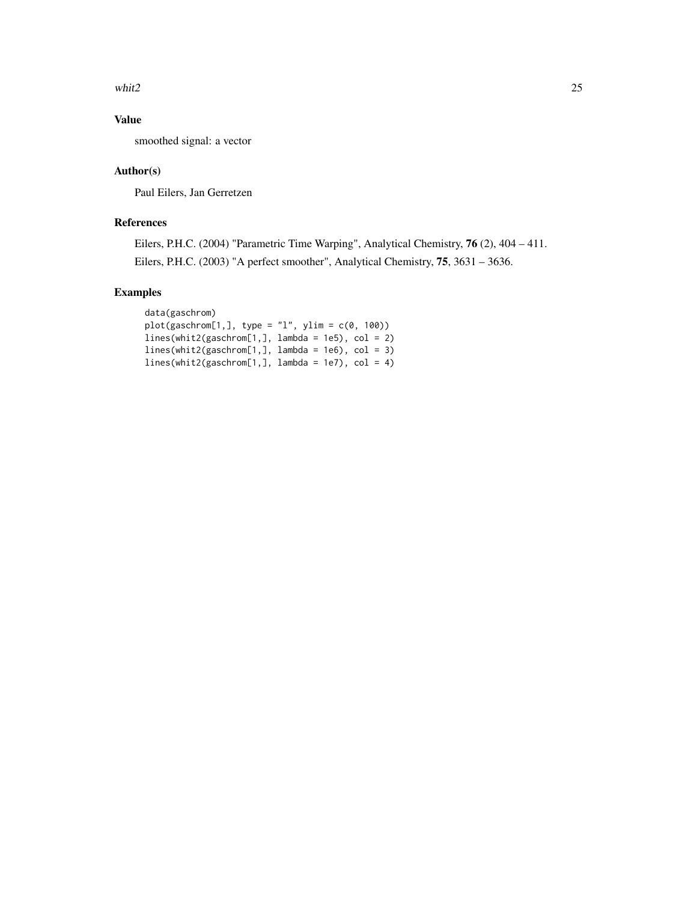## Value

smoothed signal: a vector

## Author(s)

Paul Eilers, Jan Gerretzen

## References

Eilers, P.H.C. (2004) "Parametric Time Warping", Analytical Chemistry, **76** (2), 404 – 411.

Eilers, P.H.C. (2003) "A perfect smoother", Analytical Chemistry, **75**, 3631 – 3636.

## Examples

```
data(gaschrom)
plot(gaschrom[1,], type = "l", ylim = c(0, 100))
lines(whit2(gaschrom[1,], lambda = 1e5), col = 2)
lines(whit2(gaschrom[1,], lambda = 1e6), col = 3)
lines(whit2(gaschrom[1,], lambda = 1e7), col = 4)
```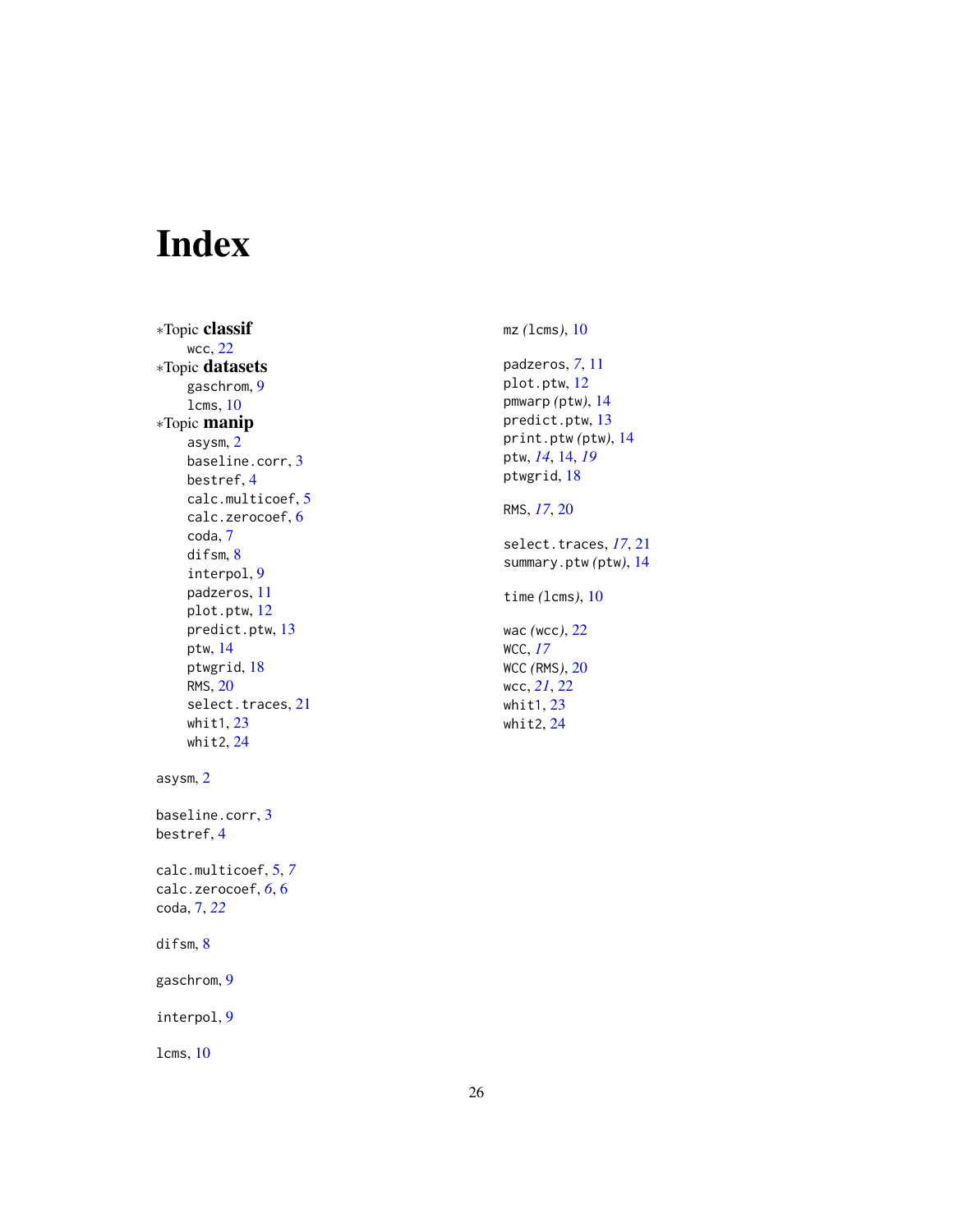# Index

*Topic **classif**
- wcc, 22

*Topic **datasets**
- gaschrom, 9
- lcms, 10

*Topic **manip**
- asysm, 2
- baseline.corr, 3
- bestref, 4
- calc.multicoef, 5
- calc.zerocoef, 6
- coda, 7
- difsm, 8
- interpol, 9
- padzeros, 11
- plot.ptw, 12
- predict.ptw, 13
- ptw, 14
- ptwgrid, 18
- RMS, 20
- select.traces, 21
- whit1, 23
- whit2, 24

asysm, 2

baseline.corr, 3
bestref, 4

calc.multicoef, 5, *7*
calc.zerocoef, *6*, 6
coda, 7, *22*

difsm, 8

gaschrom, 9

interpol, 9

lcms, 10

mz *(*lcms*)*, 10

padzeros, *7*, 11
plot.ptw, 12
pmwarp *(*ptw*)*, 14
predict.ptw, 13
print.ptw *(*ptw*)*, 14
ptw, *14*, 14, *19*
ptwgrid, 18

RMS, *17*, 20

select.traces, *17*, 21
summary.ptw *(*ptw*)*, 14

time *(*lcms*)*, 10

wac *(*wcc*)*, 22
WCC, *17*
WCC *(*RMS*)*, 20
wcc, *21*, 22
whit1, 23
whit2, 24